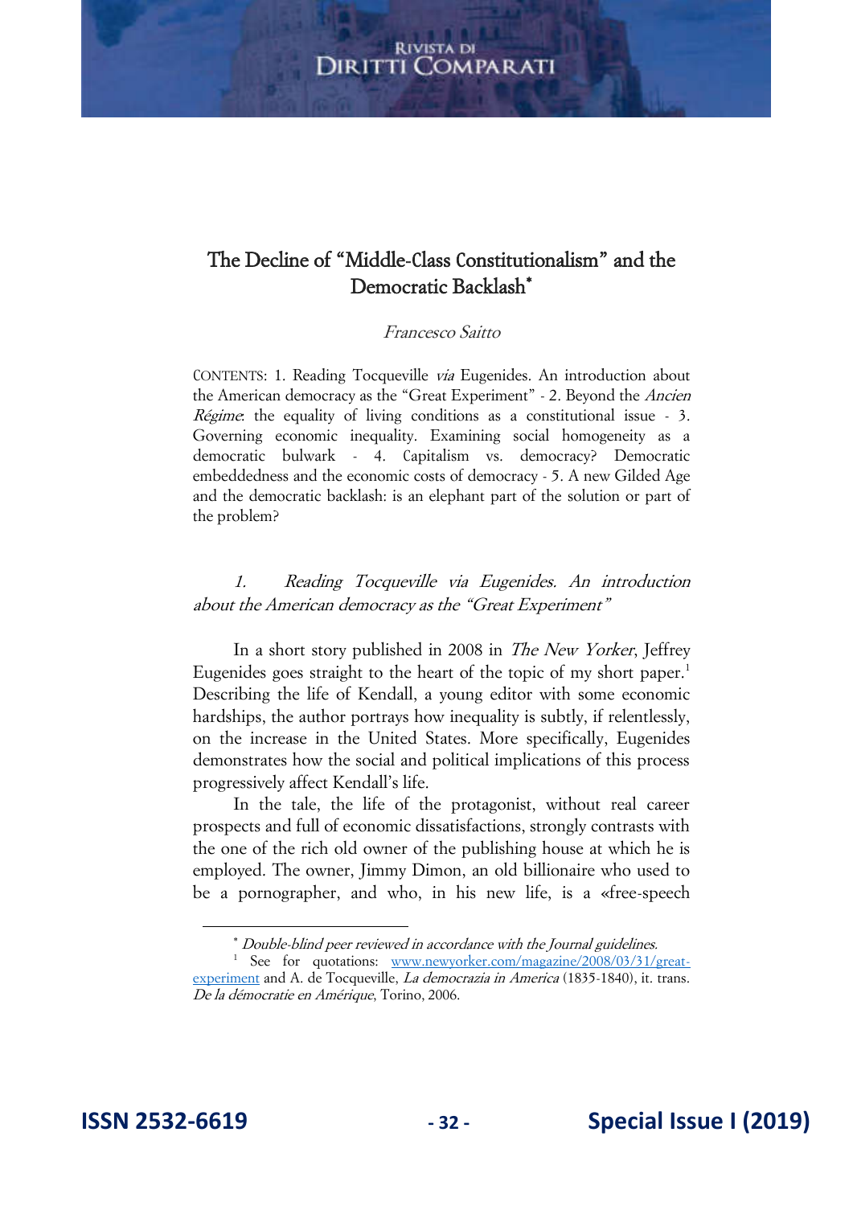# The Decline of "Middle-Class Constitutionalism" and the Democratic Backlash*

*Francesco Saitto*

CONTENTS: 1. Reading Tocqueville *via* Eugenides. An introduction about the American democracy as the "Great Experiment" - 2. Beyond the *Ancien Régime*: the equality of living conditions as a constitutional issue - 3. Governing economic inequality. Examining social homogeneity as a democratic bulwark - 4. Capitalism vs. democracy? Democratic embeddedness and the economic costs of democracy - 5. A new Gilded Age and the democratic backlash: is an elephant part of the solution or part of the problem?

## 1. *Reading Tocqueville via Eugenides. An introduction about the American democracy as the "Great Experiment"*

In a short story published in 2008 in *The New Yorker*, Jeffrey Eugenides goes straight to the heart of the topic of my short paper.[1] Describing the life of Kendall, a young editor with some economic hardships, the author portrays how inequality is subtly, if relentlessly, on the increase in the United States. More specifically, Eugenides demonstrates how the social and political implications of this process progressively affect Kendall's life.

In the tale, the life of the protagonist, without real career prospects and full of economic dissatisfactions, strongly contrasts with the one of the rich old owner of the publishing house at which he is employed. The owner, Jimmy Dimon, an old billionaire who used to be a pornographer, and who, in his new life, is a «free-speech

---

\* *Double-blind peer reviewed in accordance with the Journal guidelines.*

[1] See for quotations: www.newyorker.com/magazine/2008/03/31/great-experiment and A. de Tocqueville, *La democrazia in America* (1835-1840), it. trans. *De la démocratie en Amérique*, Torino, 2006.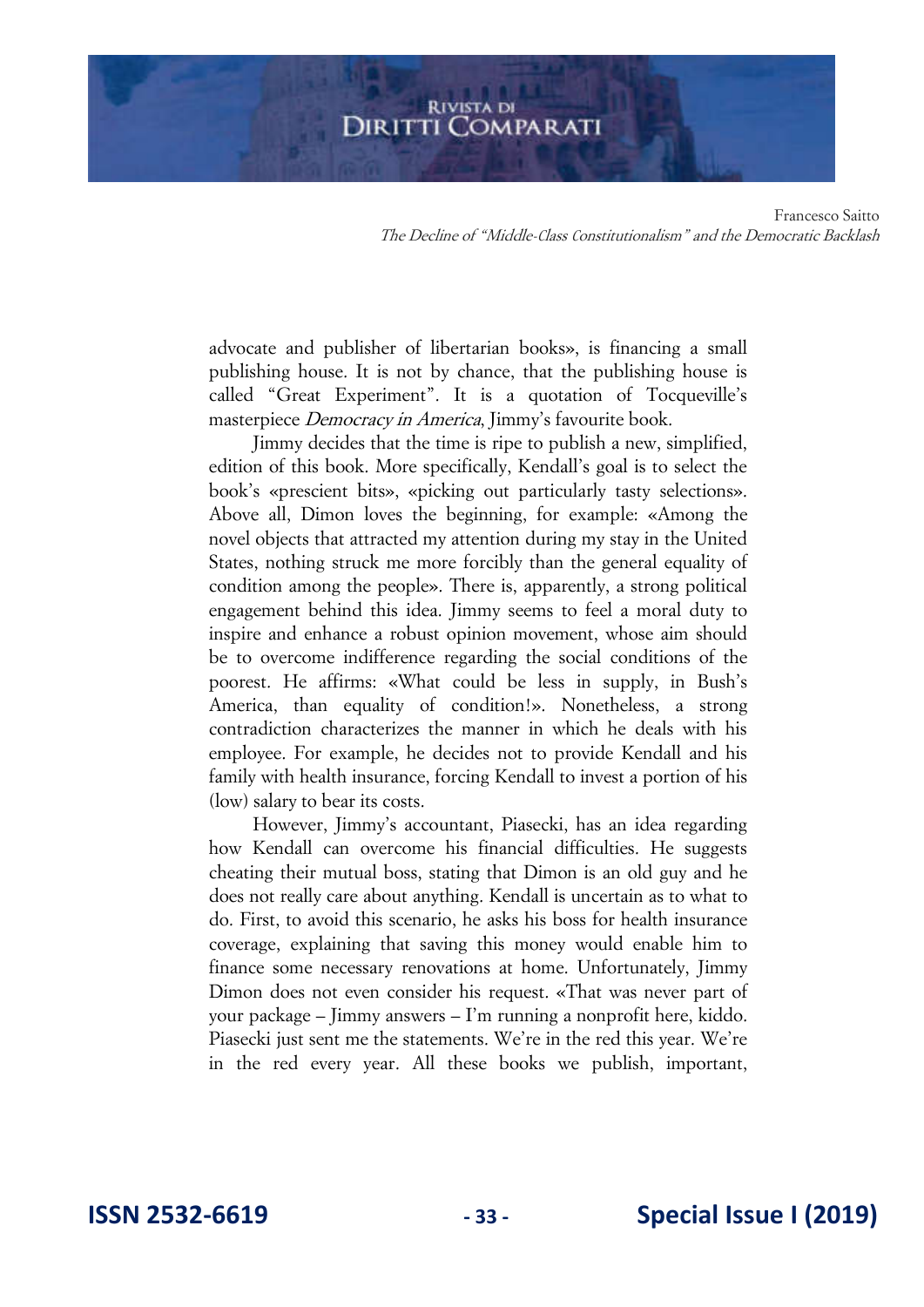advocate and publisher of libertarian books», is financing a small publishing house. It is not by chance, that the publishing house is called "Great Experiment". It is a quotation of Tocqueville's masterpiece *Democracy in America*, Jimmy's favourite book.

Jimmy decides that the time is ripe to publish a new, simplified, edition of this book. More specifically, Kendall's goal is to select the book's «prescient bits», «picking out particularly tasty selections». Above all, Dimon loves the beginning, for example: «Among the novel objects that attracted my attention during my stay in the United States, nothing struck me more forcibly than the general equality of condition among the people». There is, apparently, a strong political engagement behind this idea. Jimmy seems to feel a moral duty to inspire and enhance a robust opinion movement, whose aim should be to overcome indifference regarding the social conditions of the poorest. He affirms: «What could be less in supply, in Bush's America, than equality of condition!». Nonetheless, a strong contradiction characterizes the manner in which he deals with his employee. For example, he decides not to provide Kendall and his family with health insurance, forcing Kendall to invest a portion of his (low) salary to bear its costs.

However, Jimmy's accountant, Piasecki, has an idea regarding how Kendall can overcome his financial difficulties. He suggests cheating their mutual boss, stating that Dimon is an old guy and he does not really care about anything. Kendall is uncertain as to what to do. First, to avoid this scenario, he asks his boss for health insurance coverage, explaining that saving this money would enable him to finance some necessary renovations at home. Unfortunately, Jimmy Dimon does not even consider his request. «That was never part of your package – Jimmy answers – I'm running a nonprofit here, kiddo. Piasecki just sent me the statements. We're in the red this year. We're in the red every year. All these books we publish, important,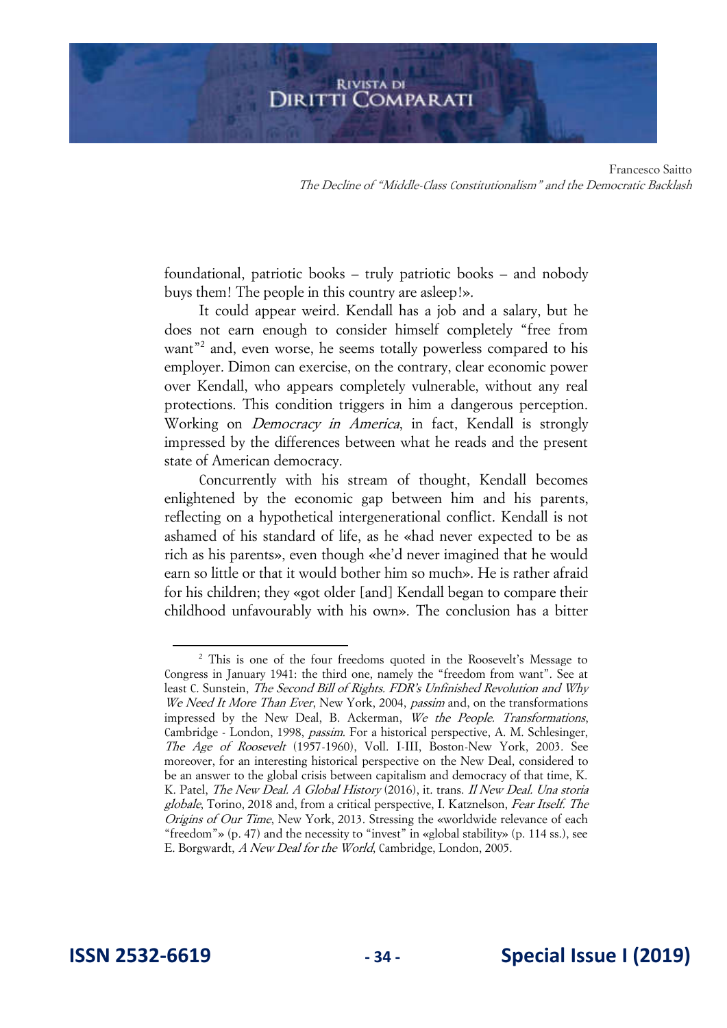foundational, patriotic books – truly patriotic books – and nobody buys them! The people in this country are asleep!».

It could appear weird. Kendall has a job and a salary, but he does not earn enough to consider himself completely "free from want"[2] and, even worse, he seems totally powerless compared to his employer. Dimon can exercise, on the contrary, clear economic power over Kendall, who appears completely vulnerable, without any real protections. This condition triggers in him a dangerous perception. Working on *Democracy in America*, in fact, Kendall is strongly impressed by the differences between what he reads and the present state of American democracy.

Concurrently with his stream of thought, Kendall becomes enlightened by the economic gap between him and his parents, reflecting on a hypothetical intergenerational conflict. Kendall is not ashamed of his standard of life, as he «had never expected to be as rich as his parents», even though «he'd never imagined that he would earn so little or that it would bother him so much». He is rather afraid for his children; they «got older [and] Kendall began to compare their childhood unfavourably with his own». The conclusion has a bitter

---

[2] This is one of the four freedoms quoted in the Roosevelt's Message to Congress in January 1941: the third one, namely the "freedom from want". See at least C. Sunstein, *The Second Bill of Rights. FDR's Unfinished Revolution and Why We Need It More Than Ever*, New York, 2004, *passim* and, on the transformations impressed by the New Deal, B. Ackerman, *We the People. Transformations*, Cambridge - London, 1998, *passim*. For a historical perspective, A. M. Schlesinger, *The Age of Roosevelt* (1957-1960), Voll. I-III, Boston-New York, 2003. See moreover, for an interesting historical perspective on the New Deal, considered to be an answer to the global crisis between capitalism and democracy of that time, K. K. Patel, *The New Deal. A Global History* (2016), it. trans. *Il New Deal. Una storia globale*, Torino, 2018 and, from a critical perspective, I. Katznelson, *Fear Itself. The Origins of Our Time*, New York, 2013. Stressing the «worldwide relevance of each "freedom"» (p. 47) and the necessity to "invest" in «global stability» (p. 114 ss.), see E. Borgwardt, *A New Deal for the World*, Cambridge, London, 2005.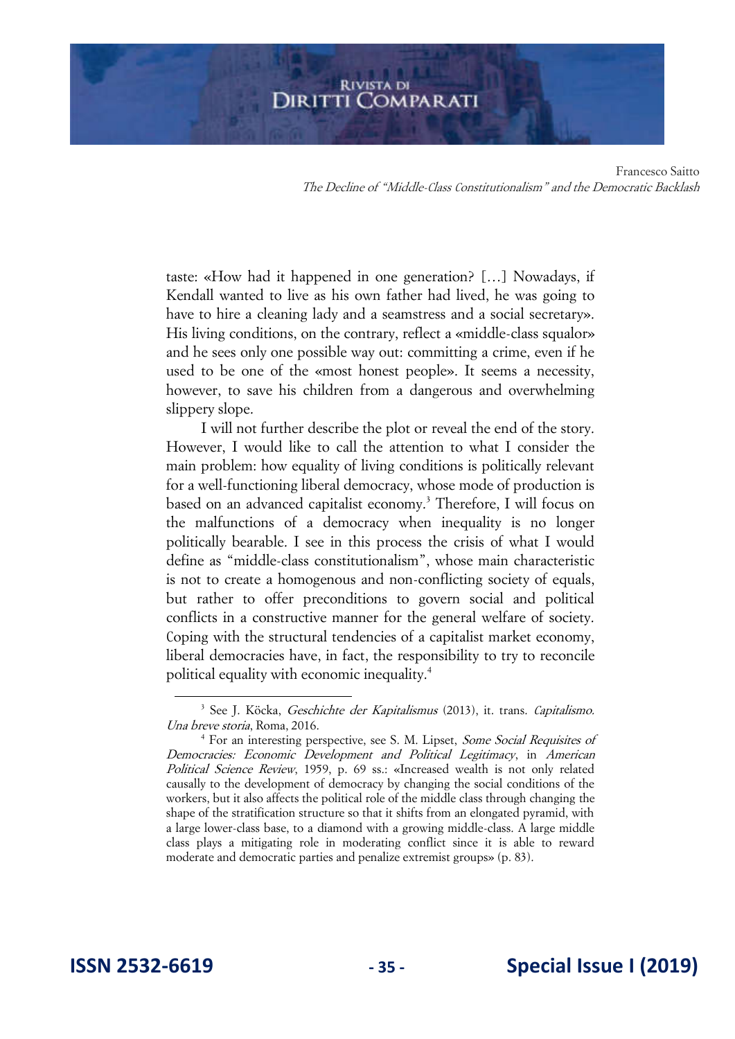taste: «How had it happened in one generation? […] Nowadays, if Kendall wanted to live as his own father had lived, he was going to have to hire a cleaning lady and a seamstress and a social secretary». His living conditions, on the contrary, reflect a «middle-class squalor» and he sees only one possible way out: committing a crime, even if he used to be one of the «most honest people». It seems a necessity, however, to save his children from a dangerous and overwhelming slippery slope.

I will not further describe the plot or reveal the end of the story. However, I would like to call the attention to what I consider the main problem: how equality of living conditions is politically relevant for a well-functioning liberal democracy, whose mode of production is based on an advanced capitalist economy.[3] Therefore, I will focus on the malfunctions of a democracy when inequality is no longer politically bearable. I see in this process the crisis of what I would define as "middle-class constitutionalism", whose main characteristic is not to create a homogenous and non-conflicting society of equals, but rather to offer preconditions to govern social and political conflicts in a constructive manner for the general welfare of society. Coping with the structural tendencies of a capitalist market economy, liberal democracies have, in fact, the responsibility to try to reconcile political equality with economic inequality.[4]

---

[3] See J. Köcka, *Geschichte der Kapitalismus* (2013), it. trans. *Capitalismo. Una breve storia*, Roma, 2016.

[4] For an interesting perspective, see S. M. Lipset, *Some Social Requisites of Democracies: Economic Development and Political Legitimacy*, in *American Political Science Review*, 1959, p. 69 ss.: «Increased wealth is not only related causally to the development of democracy by changing the social conditions of the workers, but it also affects the political role of the middle class through changing the shape of the stratification structure so that it shifts from an elongated pyramid, with a large lower-class base, to a diamond with a growing middle-class. A large middle class plays a mitigating role in moderating conflict since it is able to reward moderate and democratic parties and penalize extremist groups» (p. 83).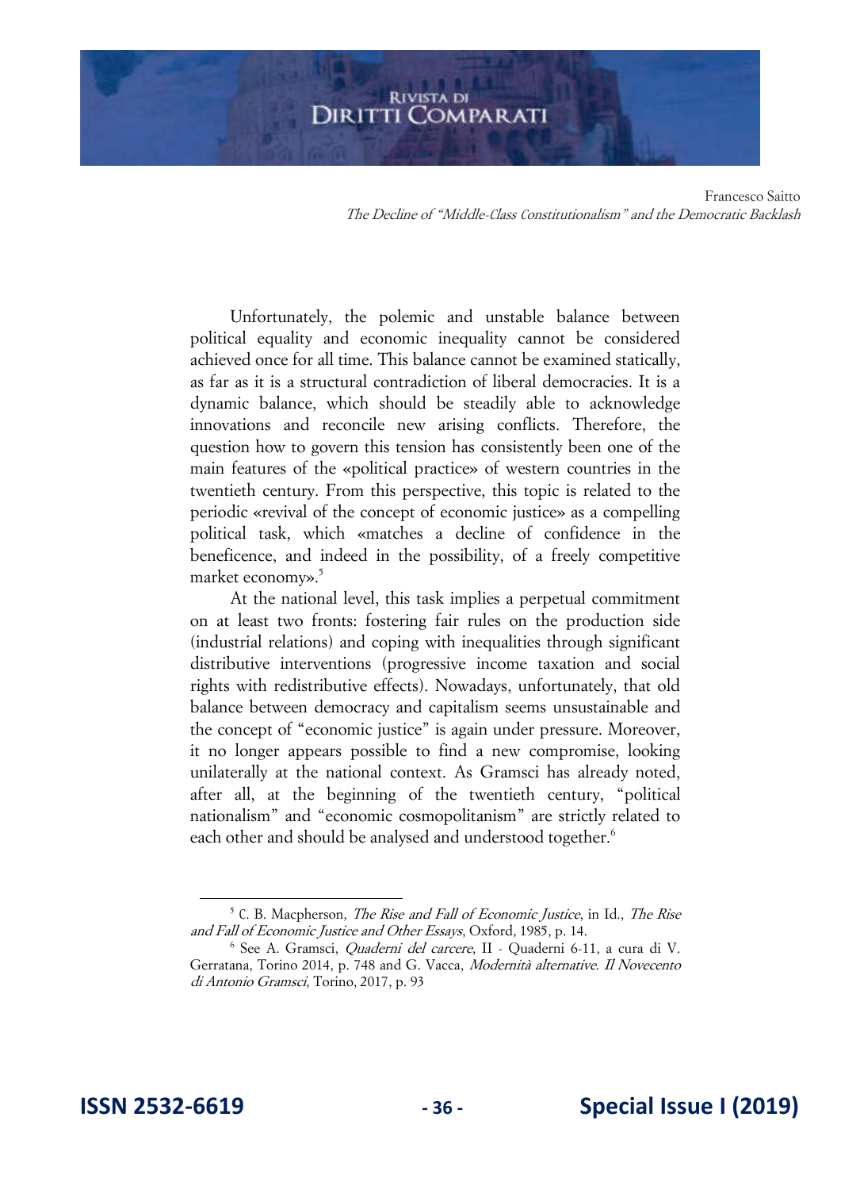Unfortunately, the polemic and unstable balance between political equality and economic inequality cannot be considered achieved once for all time. This balance cannot be examined statically, as far as it is a structural contradiction of liberal democracies. It is a dynamic balance, which should be steadily able to acknowledge innovations and reconcile new arising conflicts. Therefore, the question how to govern this tension has consistently been one of the main features of the «political practice» of western countries in the twentieth century. From this perspective, this topic is related to the periodic «revival of the concept of economic justice» as a compelling political task, which «matches a decline of confidence in the beneficence, and indeed in the possibility, of a freely competitive market economy».[5]

At the national level, this task implies a perpetual commitment on at least two fronts: fostering fair rules on the production side (industrial relations) and coping with inequalities through significant distributive interventions (progressive income taxation and social rights with redistributive effects). Nowadays, unfortunately, that old balance between democracy and capitalism seems unsustainable and the concept of "economic justice" is again under pressure. Moreover, it no longer appears possible to find a new compromise, looking unilaterally at the national context. As Gramsci has already noted, after all, at the beginning of the twentieth century, "political nationalism" and "economic cosmopolitanism" are strictly related to each other and should be analysed and understood together.[6]

---

[5] C. B. Macpherson, *The Rise and Fall of Economic Justice*, in Id., *The Rise and Fall of Economic Justice and Other Essays*, Oxford, 1985, p. 14.

[6] See A. Gramsci, *Quaderni del carcere*, II - Quaderni 6-11, a cura di V. Gerratana, Torino 2014, p. 748 and G. Vacca, *Modernità alternative. Il Novecento di Antonio Gramsci*, Torino, 2017, p. 93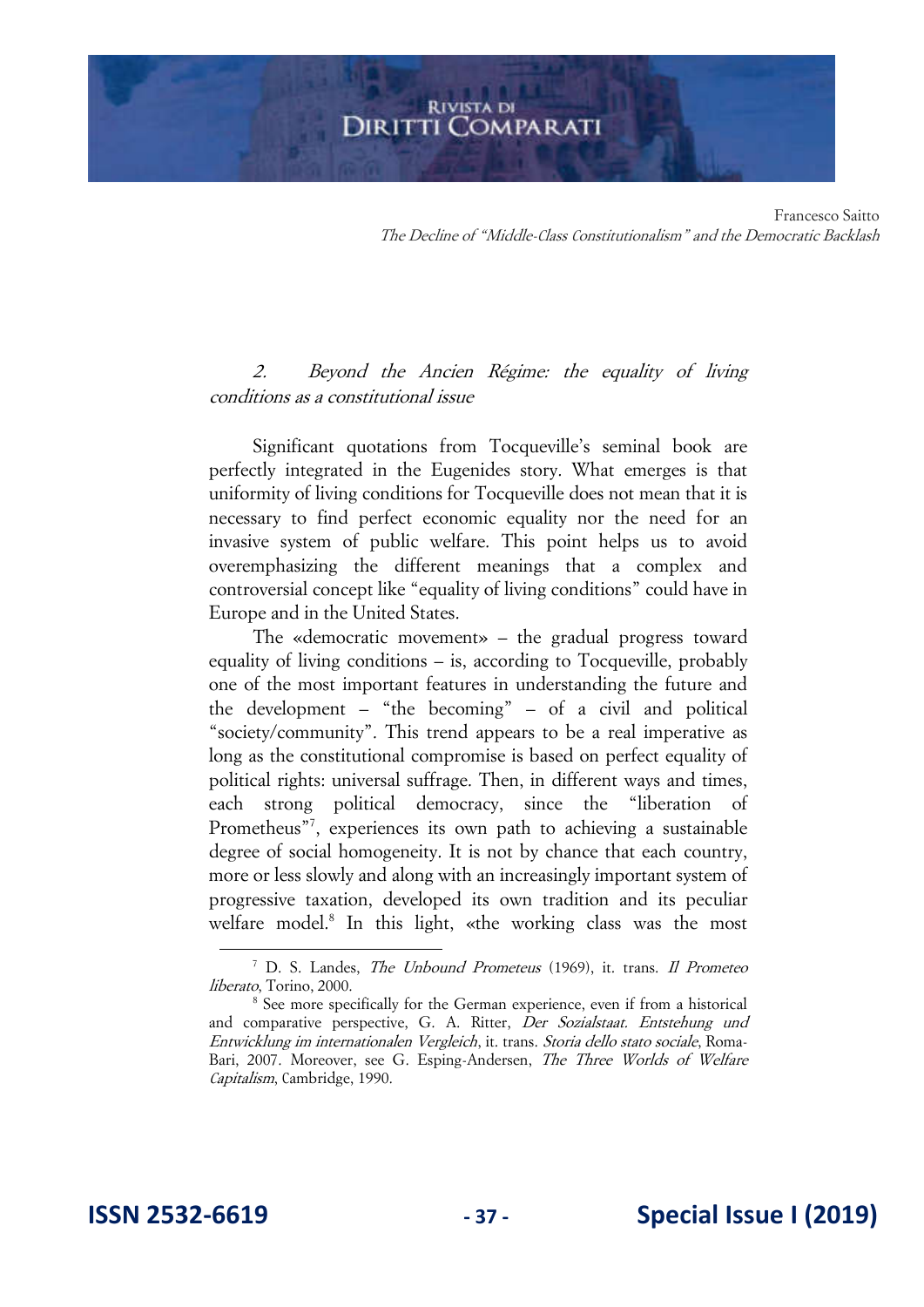## *2. Beyond the Ancien Régime: the equality of living conditions as a constitutional issue*

Significant quotations from Tocqueville's seminal book are perfectly integrated in the Eugenides story. What emerges is that uniformity of living conditions for Tocqueville does not mean that it is necessary to find perfect economic equality nor the need for an invasive system of public welfare. This point helps us to avoid overemphasizing the different meanings that a complex and controversial concept like "equality of living conditions" could have in Europe and in the United States.

The «democratic movement» – the gradual progress toward equality of living conditions – is, according to Tocqueville, probably one of the most important features in understanding the future and the development – "the becoming" – of a civil and political "society/community". This trend appears to be a real imperative as long as the constitutional compromise is based on perfect equality of political rights: universal suffrage. Then, in different ways and times, each strong political democracy, since the "liberation of Prometheus"[7], experiences its own path to achieving a sustainable degree of social homogeneity. It is not by chance that each country, more or less slowly and along with an increasingly important system of progressive taxation, developed its own tradition and its peculiar welfare model.[8] In this light, «the working class was the most

---

[7] D. S. Landes, *The Unbound Prometeus* (1969), it. trans. *Il Prometeo liberato*, Torino, 2000.

[8] See more specifically for the German experience, even if from a historical and comparative perspective, G. A. Ritter, *Der Sozialstaat. Entstehung und Entwicklung im internationalen Vergleich*, it. trans. *Storia dello stato sociale*, Roma-Bari, 2007. Moreover, see G. Esping-Andersen, *The Three Worlds of Welfare Capitalism*, Cambridge, 1990.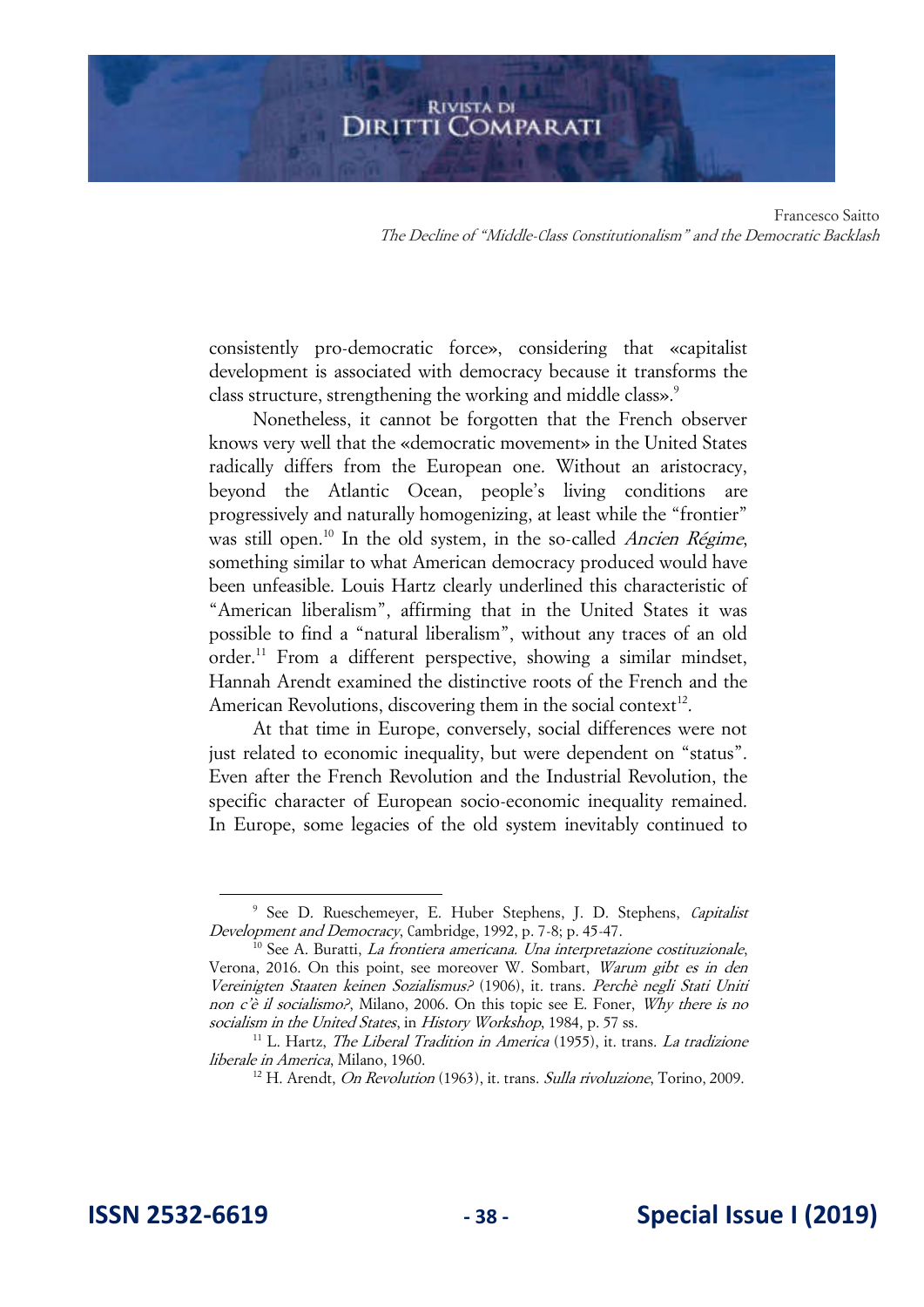consistently pro-democratic force», considering that «capitalist development is associated with democracy because it transforms the class structure, strengthening the working and middle class».[9]

Nonetheless, it cannot be forgotten that the French observer knows very well that the «democratic movement» in the United States radically differs from the European one. Without an aristocracy, beyond the Atlantic Ocean, people's living conditions are progressively and naturally homogenizing, at least while the "frontier" was still open.[10] In the old system, in the so-called *Ancien Régime*, something similar to what American democracy produced would have been unfeasible. Louis Hartz clearly underlined this characteristic of "American liberalism", affirming that in the United States it was possible to find a "natural liberalism", without any traces of an old order.[11] From a different perspective, showing a similar mindset, Hannah Arendt examined the distinctive roots of the French and the American Revolutions, discovering them in the social context[12].

At that time in Europe, conversely, social differences were not just related to economic inequality, but were dependent on "status". Even after the French Revolution and the Industrial Revolution, the specific character of European socio-economic inequality remained. In Europe, some legacies of the old system inevitably continued to

---

[9] See D. Rueschemeyer, E. Huber Stephens, J. D. Stephens, *Capitalist Development and Democracy*, Cambridge, 1992, p. 7-8; p. 45-47.

[10] See A. Buratti, *La frontiera americana. Una interpretazione costituzionale*, Verona, 2016. On this point, see moreover W. Sombart, *Warum gibt es in den Vereinigten Staaten keinen Sozialismus?* (1906), it. trans. *Perchè negli Stati Uniti non c'è il socialismo?*, Milano, 2006. On this topic see E. Foner, *Why there is no socialism in the United States*, in *History Workshop*, 1984, p. 57 ss.

[11] L. Hartz, *The Liberal Tradition in America* (1955), it. trans. *La tradizione liberale in America*, Milano, 1960.

[12] H. Arendt, *On Revolution* (1963), it. trans. *Sulla rivoluzione*, Torino, 2009.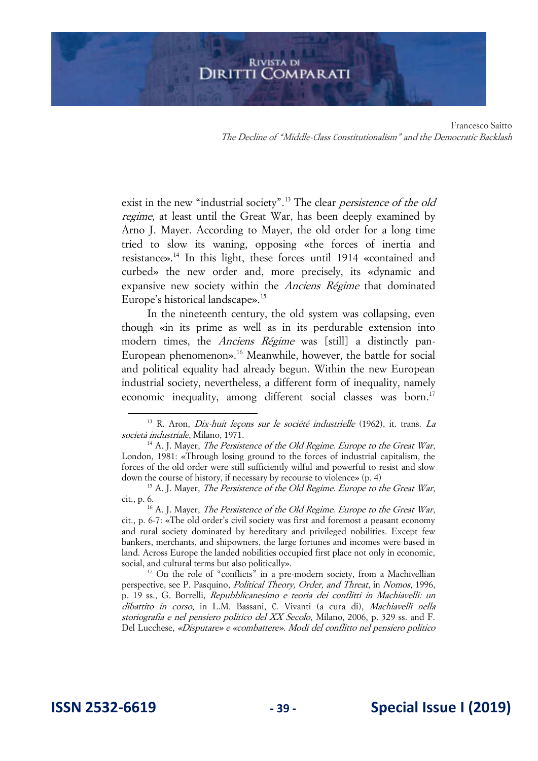exist in the new "industrial society".[13] The clear *persistence of the old regime*, at least until the Great War, has been deeply examined by Arno J. Mayer. According to Mayer, the old order for a long time tried to slow its waning, opposing «the forces of inertia and resistance».[14] In this light, these forces until 1914 «contained and curbed» the new order and, more precisely, its «dynamic and expansive new society within the *Anciens Régime* that dominated Europe's historical landscape».[15]

In the nineteenth century, the old system was collapsing, even though «in its prime as well as in its perdurable extension into modern times, the *Anciens Régime* was [still] a distinctly pan-European phenomenon».[16] Meanwhile, however, the battle for social and political equality had already begun. Within the new European industrial society, nevertheless, a different form of inequality, namely economic inequality, among different social classes was born.[17]

---

[13] R. Aron, *Dix-huit leçons sur le société industrielle* (1962), it. trans. *La società industriale*, Milano, 1971.

[14] A. J. Mayer, *The Persistence of the Old Regime. Europe to the Great War*, London, 1981: «Through losing ground to the forces of industrial capitalism, the forces of the old order were still sufficiently wilful and powerful to resist and slow down the course of history, if necessary by recourse to violence» (p. 4)

[15] A. J. Mayer, *The Persistence of the Old Regime. Europe to the Great War*, cit., p. 6.

[16] A. J. Mayer, *The Persistence of the Old Regime. Europe to the Great War*, cit., p. 6-7: «The old order's civil society was first and foremost a peasant economy and rural society dominated by hereditary and privileged nobilities. Except few bankers, merchants, and shipowners, the large fortunes and incomes were based in land. Across Europe the landed nobilities occupied first place not only in economic, social, and cultural terms but also politically».

[17] On the role of "conflicts" in a pre-modern society, from a Machivellian perspective, see P. Pasquino, *Political Theory, Order, and Threat*, in *Nomos*, 1996, p. 19 ss., G. Borrelli, *Repubblicanesimo e teoria dei conflitti in Machiavelli: un dibattito in corso*, in L.M. Bassani, C. Vivanti (a cura di), *Machiavelli nella storiografia e nel pensiero politico del XX Secolo*, Milano, 2006, p. 329 ss. and F. Del Lucchese, *«Disputare» e «combattere». Modi del conflitto nel pensiero politico*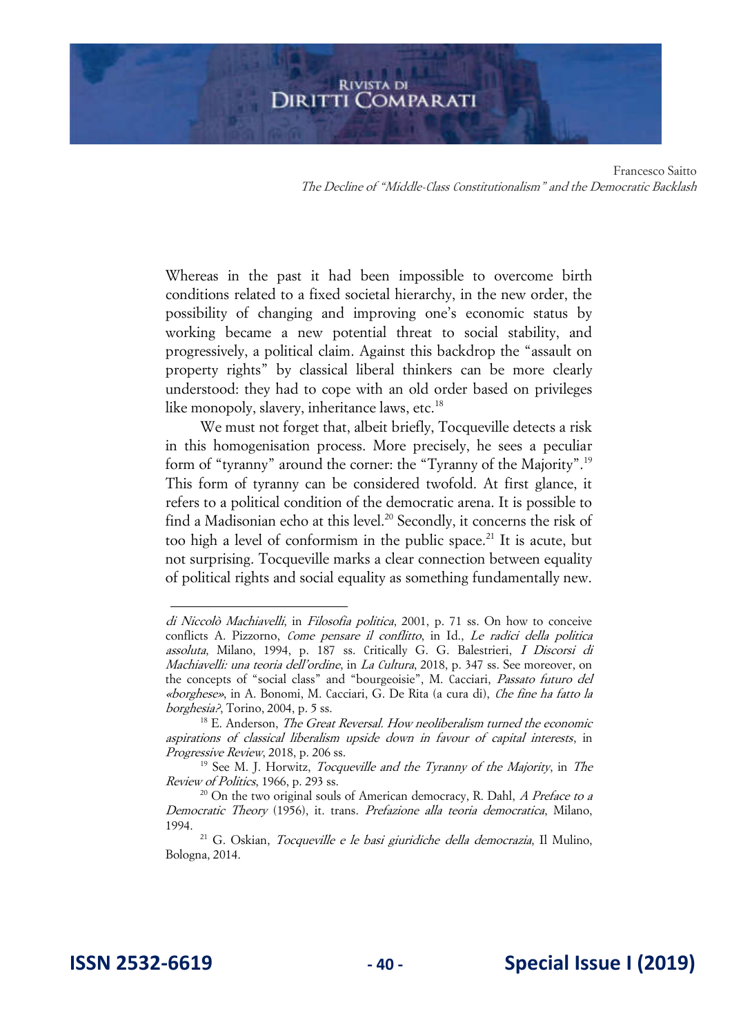Whereas in the past it had been impossible to overcome birth conditions related to a fixed societal hierarchy, in the new order, the possibility of changing and improving one's economic status by working became a new potential threat to social stability, and progressively, a political claim. Against this backdrop the "assault on property rights" by classical liberal thinkers can be more clearly understood: they had to cope with an old order based on privileges like monopoly, slavery, inheritance laws, etc.[18]

We must not forget that, albeit briefly, Tocqueville detects a risk in this homogenisation process. More precisely, he sees a peculiar form of "tyranny" around the corner: the "Tyranny of the Majority".[19] This form of tyranny can be considered twofold. At first glance, it refers to a political condition of the democratic arena. It is possible to find a Madisonian echo at this level.[20] Secondly, it concerns the risk of too high a level of conformism in the public space.[21] It is acute, but not surprising. Tocqueville marks a clear connection between equality of political rights and social equality as something fundamentally new.

---

*di Niccolò Machiavelli*, in *Filosofia politica*, 2001, p. 71 ss. On how to conceive conflicts A. Pizzorno, *Come pensare il conflitto*, in Id., *Le radici della politica assoluta*, Milano, 1994, p. 187 ss. Critically G. G. Balestrieri, *I Discorsi di Machiavelli: una teoria dell'ordine*, in *La Cultura*, 2018, p. 347 ss. See moreover, on the concepts of "social class" and "bourgeoisie", M. Cacciari, *Passato futuro del «borghese»*, in A. Bonomi, M. Cacciari, G. De Rita (a cura di), *Che fine ha fatto la borghesia?*, Torino, 2004, p. 5 ss.

[18] E. Anderson, *The Great Reversal. How neoliberalism turned the economic aspirations of classical liberalism upside down in favour of capital interests*, in *Progressive Review*, 2018, p. 206 ss.

[19] See M. J. Horwitz, *Tocqueville and the Tyranny of the Majority*, in *The Review of Politics*, 1966, p. 293 ss.

[20] On the two original souls of American democracy, R. Dahl, *A Preface to a Democratic Theory* (1956), it. trans. *Prefazione alla teoria democratica*, Milano, 1994.

[21] G. Oskian, *Tocqueville e le basi giuridiche della democrazia*, Il Mulino, Bologna, 2014.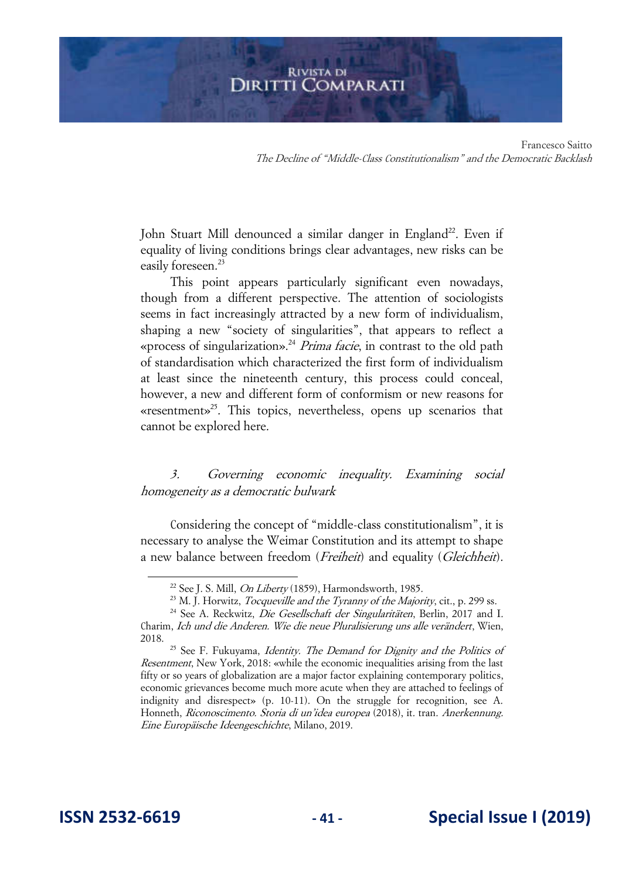John Stuart Mill denounced a similar danger in England[22]. Even if equality of living conditions brings clear advantages, new risks can be easily foreseen.[23]

This point appears particularly significant even nowadays, though from a different perspective. The attention of sociologists seems in fact increasingly attracted by a new form of individualism, shaping a new "society of singularities", that appears to reflect a «process of singularization».[24] *Prima facie*, in contrast to the old path of standardisation which characterized the first form of individualism at least since the nineteenth century, this process could conceal, however, a new and different form of conformism or new reasons for «resentment»[25]. This topics, nevertheless, opens up scenarios that cannot be explored here.

### *3. Governing economic inequality. Examining social homogeneity as a democratic bulwark*

Considering the concept of "middle-class constitutionalism", it is necessary to analyse the Weimar Constitution and its attempt to shape a new balance between freedom (*Freiheit*) and equality (*Gleichheit*).

---

[22] See J. S. Mill, *On Liberty* (1859), Harmondsworth, 1985.

[23] M. J. Horwitz, *Tocqueville and the Tyranny of the Majority*, cit., p. 299 ss.

[24] See A. Reckwitz, *Die Gesellschaft der Singularitäten*, Berlin, 2017 and I. Charim, *Ich und die Anderen. Wie die neue Pluralisierung uns alle verändert*, Wien, 2018.

[25] See F. Fukuyama, *Identity. The Demand for Dignity and the Politics of Resentment*, New York, 2018: «while the economic inequalities arising from the last fifty or so years of globalization are a major factor explaining contemporary politics, economic grievances become much more acute when they are attached to feelings of indignity and disrespect» (p. 10-11). On the struggle for recognition, see A. Honneth, *Riconoscimento. Storia di un'idea europea* (2018), it. tran. *Anerkennung. Eine Europäische Ideengeschichte*, Milano, 2019.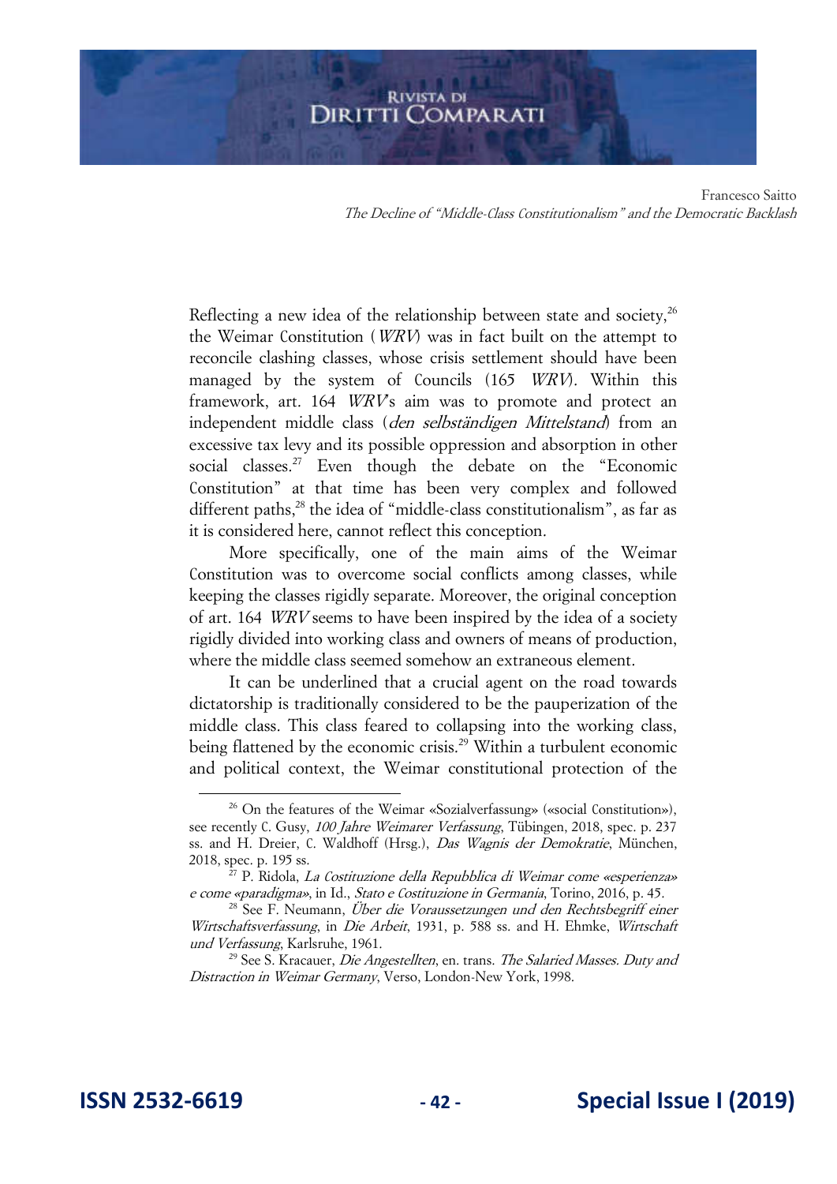Reflecting a new idea of the relationship between state and society,[26] the Weimar Constitution (*WRV*) was in fact built on the attempt to reconcile clashing classes, whose crisis settlement should have been managed by the system of Councils (165 *WRV*). Within this framework, art. 164 *WRV*'s aim was to promote and protect an independent middle class (*den selbständigen Mittelstand*) from an excessive tax levy and its possible oppression and absorption in other social classes.[27] Even though the debate on the "Economic Constitution" at that time has been very complex and followed different paths,[28] the idea of "middle-class constitutionalism", as far as it is considered here, cannot reflect this conception.

More specifically, one of the main aims of the Weimar Constitution was to overcome social conflicts among classes, while keeping the classes rigidly separate. Moreover, the original conception of art. 164 *WRV* seems to have been inspired by the idea of a society rigidly divided into working class and owners of means of production, where the middle class seemed somehow an extraneous element.

It can be underlined that a crucial agent on the road towards dictatorship is traditionally considered to be the pauperization of the middle class. This class feared to collapsing into the working class, being flattened by the economic crisis.[29] Within a turbulent economic and political context, the Weimar constitutional protection of the

---

[26] On the features of the Weimar «Sozialverfassung» («social Constitution»), see recently C. Gusy, *100 Jahre Weimarer Verfassung*, Tübingen, 2018, spec. p. 237 ss. and H. Dreier, C. Waldhoff (Hrsg.), *Das Wagnis der Demokratie*, München, 2018, spec. p. 195 ss.

[27] P. Ridola, *La Costituzione della Repubblica di Weimar come «esperienza» e come «paradigma»*, in Id., *Stato e Costituzione in Germania*, Torino, 2016, p. 45.

[28] See F. Neumann, *Über die Voraussetzungen und den Rechtsbegriff einer Wirtschaftsverfassung*, in *Die Arbeit*, 1931, p. 588 ss. and H. Ehmke, *Wirtschaft und Verfassung*, Karlsruhe, 1961.

[29] See S. Kracauer, *Die Angestellten*, en. trans. *The Salaried Masses. Duty and Distraction in Weimar Germany*, Verso, London-New York, 1998.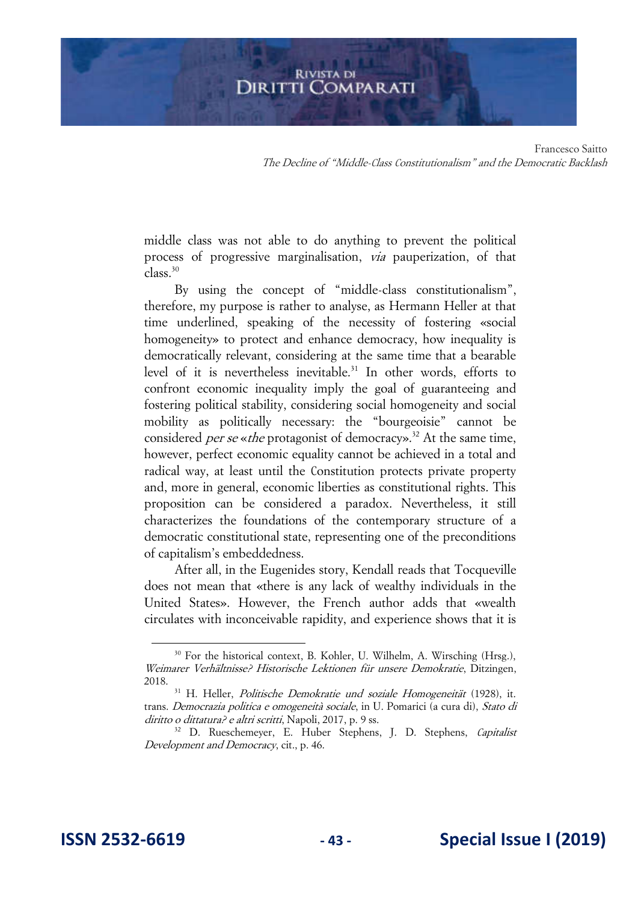middle class was not able to do anything to prevent the political process of progressive marginalisation, *via* pauperization, of that class.[30]

By using the concept of "middle-class constitutionalism", therefore, my purpose is rather to analyse, as Hermann Heller at that time underlined, speaking of the necessity of fostering «social homogeneity» to protect and enhance democracy, how inequality is democratically relevant, considering at the same time that a bearable level of it is nevertheless inevitable.[31] In other words, efforts to confront economic inequality imply the goal of guaranteeing and fostering political stability, considering social homogeneity and social mobility as politically necessary: the "bourgeoisie" cannot be considered *per se* «*the* protagonist of democracy».[32] At the same time, however, perfect economic equality cannot be achieved in a total and radical way, at least until the Constitution protects private property and, more in general, economic liberties as constitutional rights. This proposition can be considered a paradox. Nevertheless, it still characterizes the foundations of the contemporary structure of a democratic constitutional state, representing one of the preconditions of capitalism's embeddedness.

After all, in the Eugenides story, Kendall reads that Tocqueville does not mean that «there is any lack of wealthy individuals in the United States». However, the French author adds that «wealth circulates with inconceivable rapidity, and experience shows that it is

---

[30] For the historical context, B. Kohler, U. Wilhelm, A. Wirsching (Hrsg.), *Weimarer Verhältnisse? Historische Lektionen für unsere Demokratie*, Ditzingen, 2018.

[31] H. Heller, *Politische Demokratie und soziale Homogeneität* (1928), it. trans. *Democrazia politica e omogeneità sociale*, in U. Pomarici (a cura di), *Stato di diritto o dittatura? e altri scritti*, Napoli, 2017, p. 9 ss.

[32] D. Rueschemeyer, E. Huber Stephens, J. D. Stephens, *Capitalist Development and Democracy*, cit., p. 46.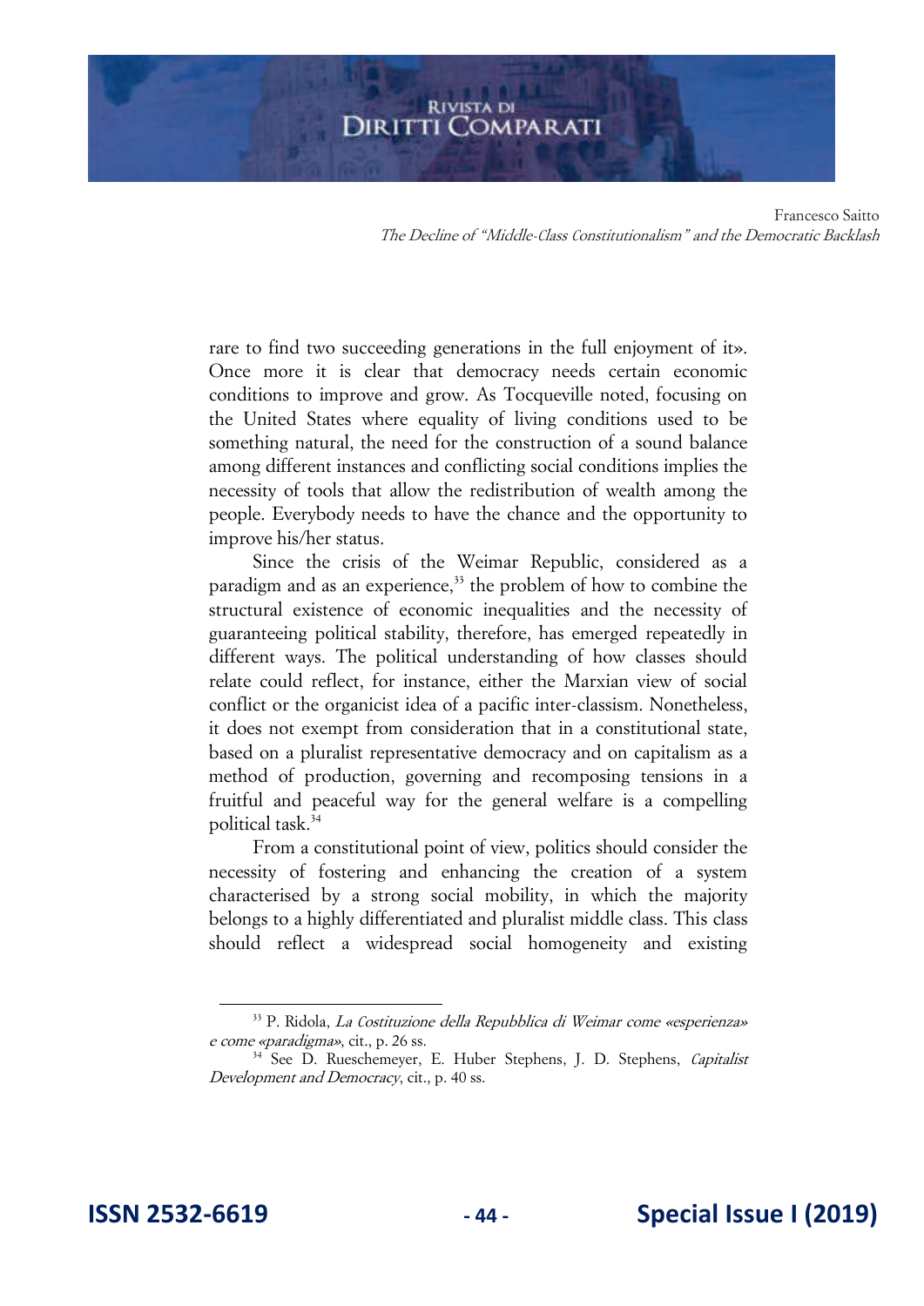rare to find two succeeding generations in the full enjoyment of it». Once more it is clear that democracy needs certain economic conditions to improve and grow. As Tocqueville noted, focusing on the United States where equality of living conditions used to be something natural, the need for the construction of a sound balance among different instances and conflicting social conditions implies the necessity of tools that allow the redistribution of wealth among the people. Everybody needs to have the chance and the opportunity to improve his/her status.

Since the crisis of the Weimar Republic, considered as a paradigm and as an experience,[33] the problem of how to combine the structural existence of economic inequalities and the necessity of guaranteeing political stability, therefore, has emerged repeatedly in different ways. The political understanding of how classes should relate could reflect, for instance, either the Marxian view of social conflict or the organicist idea of a pacific inter-classism. Nonetheless, it does not exempt from consideration that in a constitutional state, based on a pluralist representative democracy and on capitalism as a method of production, governing and recomposing tensions in a fruitful and peaceful way for the general welfare is a compelling political task.[34]

From a constitutional point of view, politics should consider the necessity of fostering and enhancing the creation of a system characterised by a strong social mobility, in which the majority belongs to a highly differentiated and pluralist middle class. This class should reflect a widespread social homogeneity and existing

---

[33] P. Ridola, *La Costituzione della Repubblica di Weimar come «esperienza» e come «paradigma»*, cit., p. 26 ss.

[34] See D. Rueschemeyer, E. Huber Stephens, J. D. Stephens, *Capitalist Development and Democracy*, cit., p. 40 ss.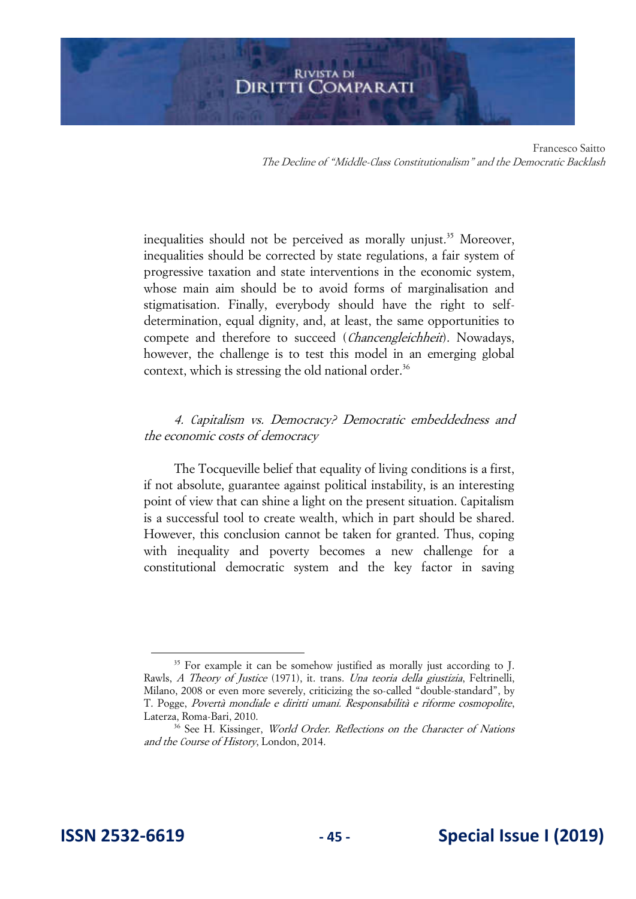inequalities should not be perceived as morally unjust.[35] Moreover, inequalities should be corrected by state regulations, a fair system of progressive taxation and state interventions in the economic system, whose main aim should be to avoid forms of marginalisation and stigmatisation. Finally, everybody should have the right to self-determination, equal dignity, and, at least, the same opportunities to compete and therefore to succeed (*Chancengleichheit*). Nowadays, however, the challenge is to test this model in an emerging global context, which is stressing the old national order.[36]

### *4. Capitalism vs. Democracy? Democratic embeddedness and the economic costs of democracy*

The Tocqueville belief that equality of living conditions is a first, if not absolute, guarantee against political instability, is an interesting point of view that can shine a light on the present situation. Capitalism is a successful tool to create wealth, which in part should be shared. However, this conclusion cannot be taken for granted. Thus, coping with inequality and poverty becomes a new challenge for a constitutional democratic system and the key factor in saving

---

[35] For example it can be somehow justified as morally just according to J. Rawls, *A Theory of Justice* (1971), it. trans. *Una teoria della giustizia*, Feltrinelli, Milano, 2008 or even more severely, criticizing the so-called "double-standard", by T. Pogge, *Povertà mondiale e diritti umani. Responsabilità e riforme cosmopolite*, Laterza, Roma-Bari, 2010.

[36] See H. Kissinger, *World Order. Reflections on the Character of Nations and the Course of History*, London, 2014.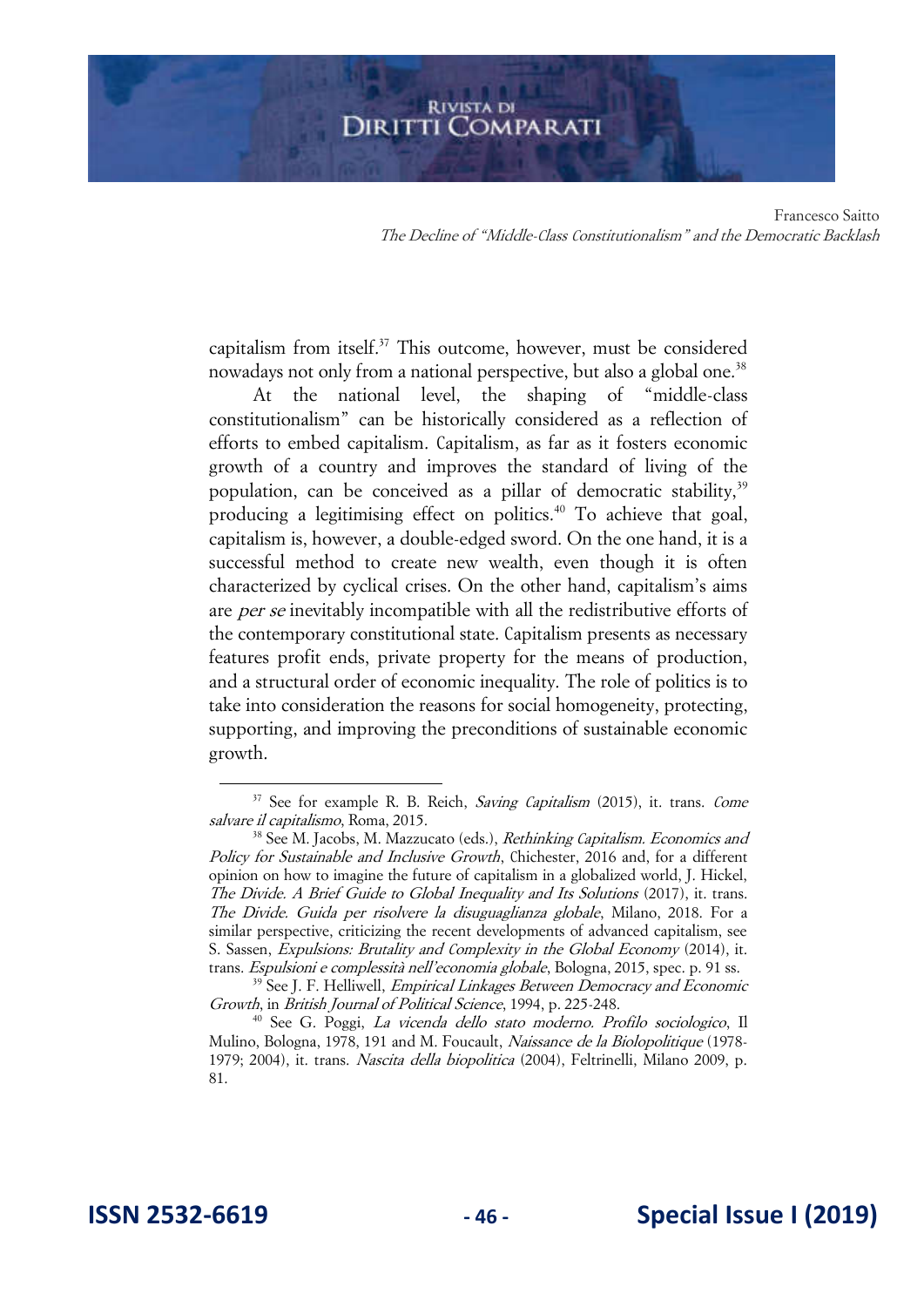capitalism from itself.[37] This outcome, however, must be considered nowadays not only from a national perspective, but also a global one.[38]

At the national level, the shaping of "middle-class constitutionalism" can be historically considered as a reflection of efforts to embed capitalism. Capitalism, as far as it fosters economic growth of a country and improves the standard of living of the population, can be conceived as a pillar of democratic stability,[39] producing a legitimising effect on politics.[40] To achieve that goal, capitalism is, however, a double-edged sword. On the one hand, it is a successful method to create new wealth, even though it is often characterized by cyclical crises. On the other hand, capitalism's aims are *per se* inevitably incompatible with all the redistributive efforts of the contemporary constitutional state. Capitalism presents as necessary features profit ends, private property for the means of production, and a structural order of economic inequality. The role of politics is to take into consideration the reasons for social homogeneity, protecting, supporting, and improving the preconditions of sustainable economic growth.

---

[37] See for example R. B. Reich, *Saving Capitalism* (2015), it. trans. *Come salvare il capitalismo*, Roma, 2015.

[38] See M. Jacobs, M. Mazzucato (eds.), *Rethinking Capitalism. Economics and Policy for Sustainable and Inclusive Growth*, Chichester, 2016 and, for a different opinion on how to imagine the future of capitalism in a globalized world, J. Hickel, *The Divide. A Brief Guide to Global Inequality and Its Solutions* (2017), it. trans. *The Divide. Guida per risolvere la disuguaglianza globale*, Milano, 2018. For a similar perspective, criticizing the recent developments of advanced capitalism, see S. Sassen, *Expulsions: Brutality and Complexity in the Global Economy* (2014), it. trans. *Espulsioni e complessità nell'economia globale*, Bologna, 2015, spec. p. 91 ss.

[39] See J. F. Helliwell, *Empirical Linkages Between Democracy and Economic Growth*, in *British Journal of Political Science*, 1994, p. 225-248.

[40] See G. Poggi, *La vicenda dello stato moderno. Profilo sociologico*, Il Mulino, Bologna, 1978, 191 and M. Foucault, *Naissance de la Biolopolitique* (1978-1979; 2004), it. trans. *Nascita della biopolitica* (2004), Feltrinelli, Milano 2009, p. 81.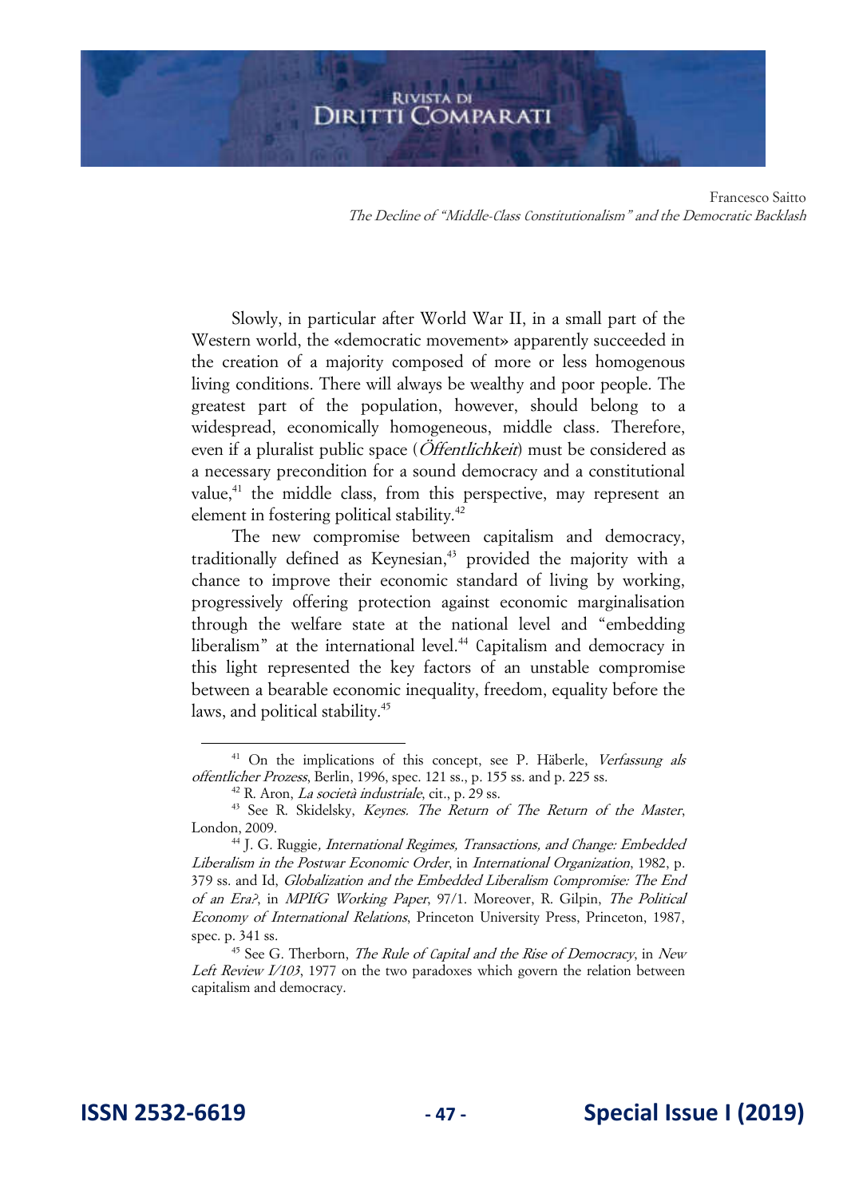Slowly, in particular after World War II, in a small part of the Western world, the «democratic movement» apparently succeeded in the creation of a majority composed of more or less homogenous living conditions. There will always be wealthy and poor people. The greatest part of the population, however, should belong to a widespread, economically homogeneous, middle class. Therefore, even if a pluralist public space (*Öffentlichkeit*) must be considered as a necessary precondition for a sound democracy and a constitutional value,[41] the middle class, from this perspective, may represent an element in fostering political stability.[42]

The new compromise between capitalism and democracy, traditionally defined as Keynesian,[43] provided the majority with a chance to improve their economic standard of living by working, progressively offering protection against economic marginalisation through the welfare state at the national level and "embedding liberalism" at the international level.[44] Capitalism and democracy in this light represented the key factors of an unstable compromise between a bearable economic inequality, freedom, equality before the laws, and political stability.[45]

---

[41] On the implications of this concept, see P. Häberle, *Verfassung als offentlicher Prozess*, Berlin, 1996, spec. 121 ss., p. 155 ss. and p. 225 ss.

[42] R. Aron, *La società industriale*, cit., p. 29 ss.

[43] See R. Skidelsky, *Keynes. The Return of The Return of the Master*, London, 2009.

[44] J. G. Ruggie*, International Regimes, Transactions, and Change: Embedded Liberalism in the Postwar Economic Order*, in *International Organization*, 1982, p. 379 ss. and Id, *Globalization and the Embedded Liberalism Compromise: The End of an Era?*, in *MPIfG Working Paper*, 97/1. Moreover, R. Gilpin, *The Political Economy of International Relations*, Princeton University Press, Princeton, 1987, spec. p. 341 ss.

[45] See G. Therborn, *The Rule of Capital and the Rise of Democracy*, in *New Left Review I/103*, 1977 on the two paradoxes which govern the relation between capitalism and democracy.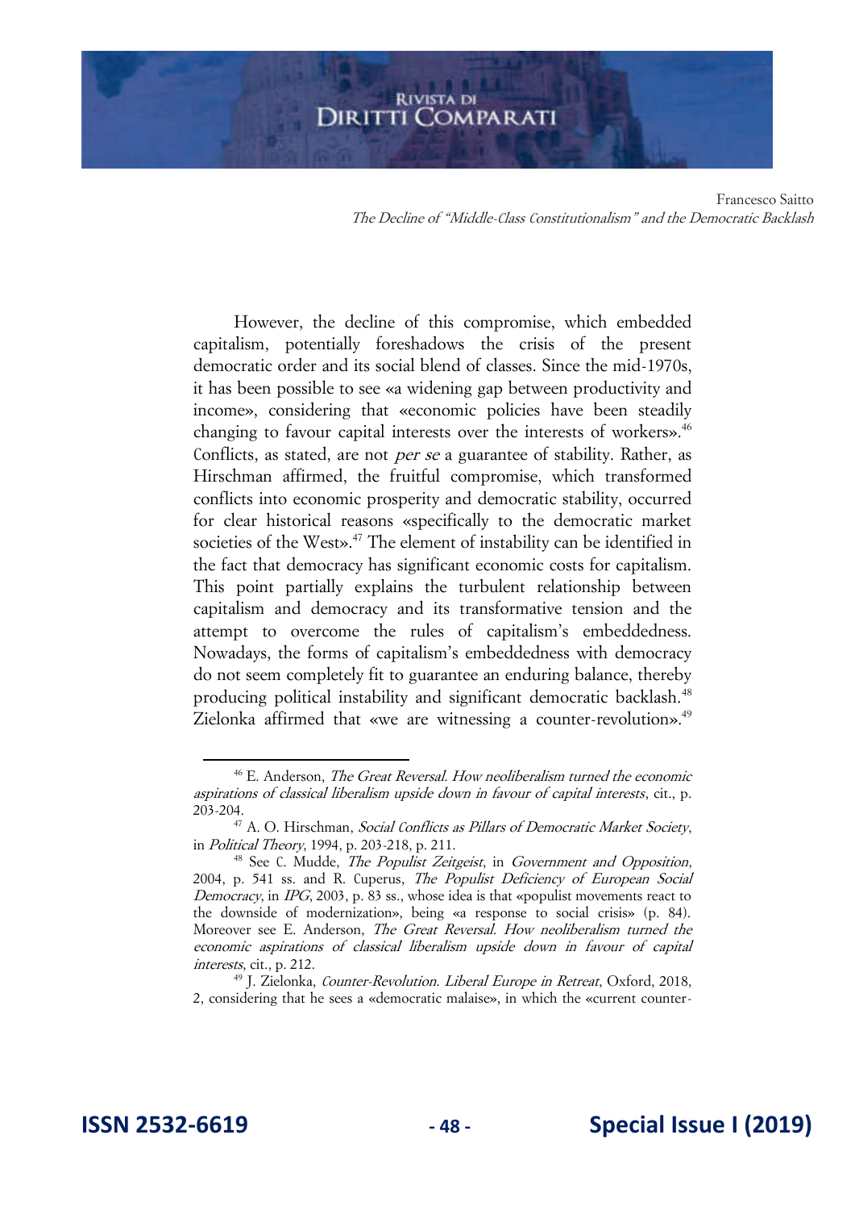However, the decline of this compromise, which embedded capitalism, potentially foreshadows the crisis of the present democratic order and its social blend of classes. Since the mid-1970s, it has been possible to see «a widening gap between productivity and income», considering that «economic policies have been steadily changing to favour capital interests over the interests of workers».[46] Conflicts, as stated, are not *per se* a guarantee of stability. Rather, as Hirschman affirmed, the fruitful compromise, which transformed conflicts into economic prosperity and democratic stability, occurred for clear historical reasons «specifically to the democratic market societies of the West».[47] The element of instability can be identified in the fact that democracy has significant economic costs for capitalism. This point partially explains the turbulent relationship between capitalism and democracy and its transformative tension and the attempt to overcome the rules of capitalism's embeddedness. Nowadays, the forms of capitalism's embeddedness with democracy do not seem completely fit to guarantee an enduring balance, thereby producing political instability and significant democratic backlash.[48] Zielonka affirmed that «we are witnessing a counter-revolution».[49]

---

[46] E. Anderson, *The Great Reversal. How neoliberalism turned the economic aspirations of classical liberalism upside down in favour of capital interests*, cit., p. 203-204.

[47] A. O. Hirschman, *Social Conflicts as Pillars of Democratic Market Society*, in *Political Theory*, 1994, p. 203-218, p. 211.

[48] See C. Mudde, *The Populist Zeitgeist*, in *Government and Opposition*, 2004, p. 541 ss. and R. Cuperus, *The Populist Deficiency of European Social Democracy*, in *IPG*, 2003, p. 83 ss., whose idea is that «populist movements react to the downside of modernization», being «a response to social crisis» (p. 84). Moreover see E. Anderson, *The Great Reversal. How neoliberalism turned the economic aspirations of classical liberalism upside down in favour of capital interests*, cit., p. 212.

[49] J. Zielonka, *Counter-Revolution. Liberal Europe in Retreat*, Oxford, 2018, 2, considering that he sees a «democratic malaise», in which the «current counter-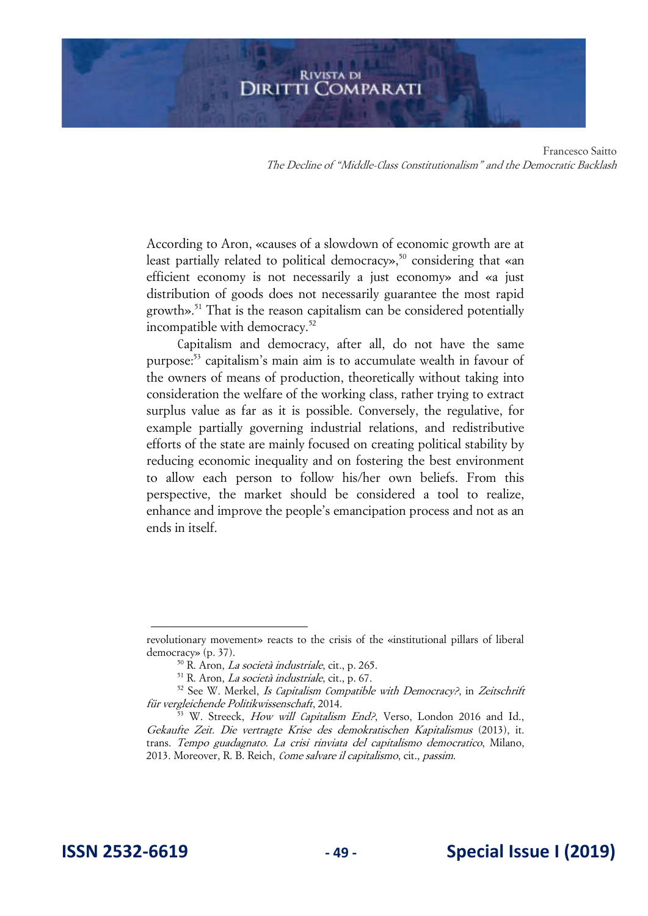According to Aron, «causes of a slowdown of economic growth are at least partially related to political democracy»,[50] considering that «an efficient economy is not necessarily a just economy» and «a just distribution of goods does not necessarily guarantee the most rapid growth».[51] That is the reason capitalism can be considered potentially incompatible with democracy.[52]

Capitalism and democracy, after all, do not have the same purpose:[53] capitalism's main aim is to accumulate wealth in favour of the owners of means of production, theoretically without taking into consideration the welfare of the working class, rather trying to extract surplus value as far as it is possible. Conversely, the regulative, for example partially governing industrial relations, and redistributive efforts of the state are mainly focused on creating political stability by reducing economic inequality and on fostering the best environment to allow each person to follow his/her own beliefs. From this perspective, the market should be considered a tool to realize, enhance and improve the people's emancipation process and not as an ends in itself.

---

revolutionary movement» reacts to the crisis of the «institutional pillars of liberal democracy» (p. 37).

[50] R. Aron, *La società industriale*, cit., p. 265.

[51] R. Aron, *La società industriale*, cit., p. 67.

[52] See W. Merkel, *Is Capitalism Compatible with Democracy?*, in *Zeitschrift für vergleichende Politikwissenschaft*, 2014.

[53] W. Streeck, *How will Capitalism End?*, Verso, London 2016 and Id., *Gekaufte Zeit. Die vertragte Krise des demokratischen Kapitalismus* (2013), it. trans. *Tempo guadagnato. La crisi rinviata del capitalismo democratico*, Milano, 2013. Moreover, R. B. Reich, *Come salvare il capitalismo*, cit., *passim*.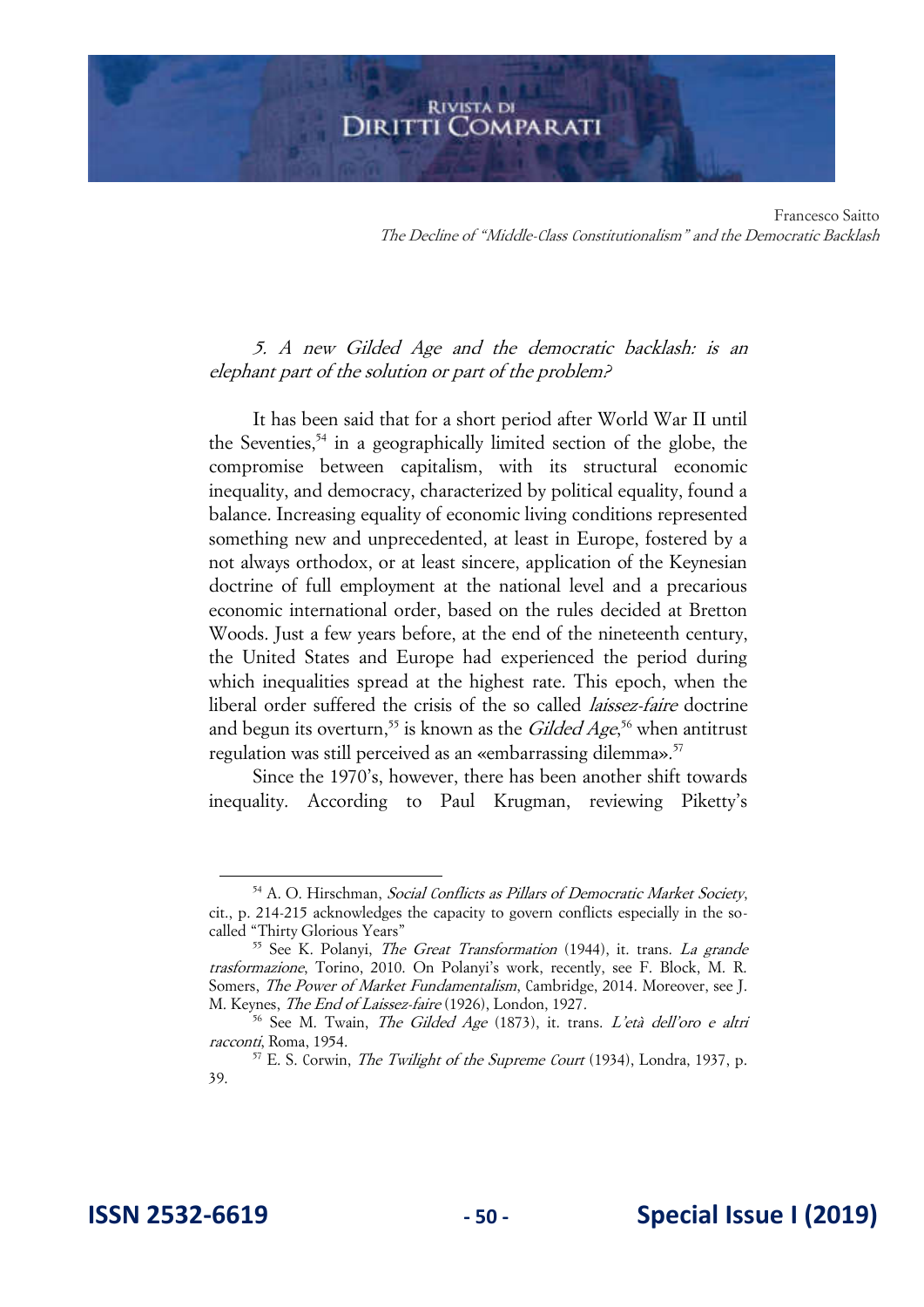### *5. A new Gilded Age and the democratic backlash: is an elephant part of the solution or part of the problem?*

It has been said that for a short period after World War II until the Seventies,[54] in a geographically limited section of the globe, the compromise between capitalism, with its structural economic inequality, and democracy, characterized by political equality, found a balance. Increasing equality of economic living conditions represented something new and unprecedented, at least in Europe, fostered by a not always orthodox, or at least sincere, application of the Keynesian doctrine of full employment at the national level and a precarious economic international order, based on the rules decided at Bretton Woods. Just a few years before, at the end of the nineteenth century, the United States and Europe had experienced the period during which inequalities spread at the highest rate. This epoch, when the liberal order suffered the crisis of the so called *laissez-faire* doctrine and begun its overturn,[55] is known as the *Gilded Age*,[56] when antitrust regulation was still perceived as an «embarrassing dilemma».[57]

Since the 1970's, however, there has been another shift towards inequality. According to Paul Krugman, reviewing Piketty's

---

[54] A. O. Hirschman, *Social Conflicts as Pillars of Democratic Market Society*, cit., p. 214-215 acknowledges the capacity to govern conflicts especially in the so-called "Thirty Glorious Years"

[55] See K. Polanyi, *The Great Transformation* (1944), it. trans. *La grande trasformazione*, Torino, 2010. On Polanyi's work, recently, see F. Block, M. R. Somers, *The Power of Market Fundamentalism*, Cambridge, 2014. Moreover, see J. M. Keynes, *The End of Laissez-faire* (1926), London, 1927.

[56] See M. Twain, *The Gilded Age* (1873), it. trans. *L'età dell'oro e altri racconti*, Roma, 1954.

[57] E. S. Corwin, *The Twilight of the Supreme Court* (1934), Londra, 1937, p. 39.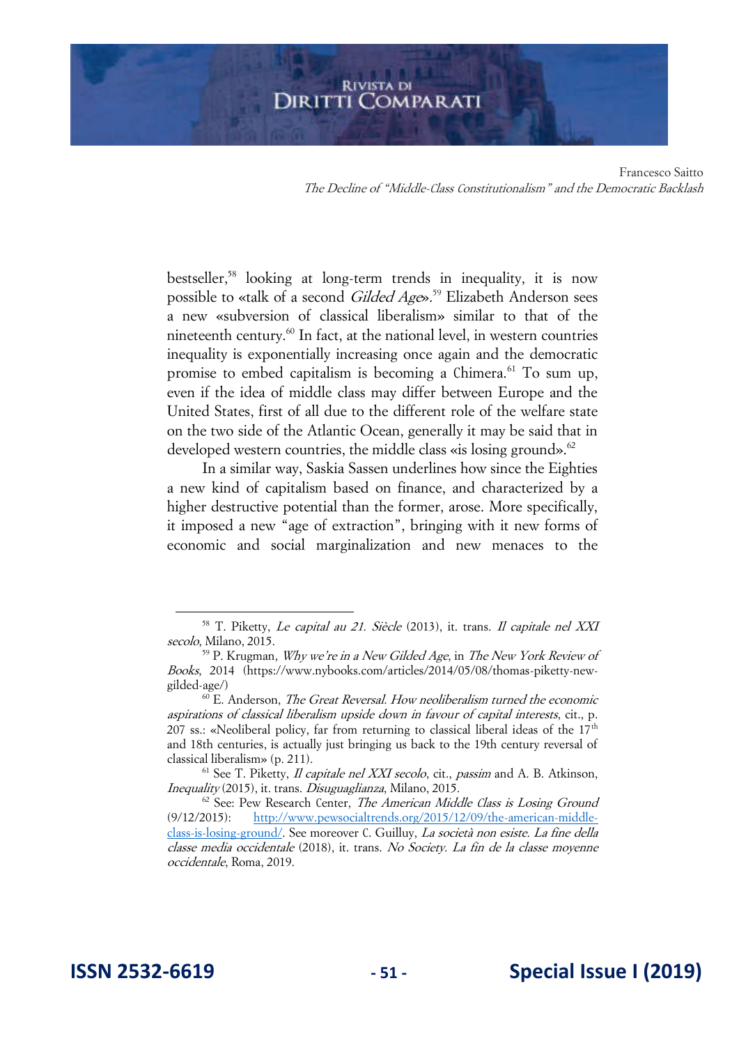bestseller,[58] looking at long-term trends in inequality, it is now possible to «talk of a second *Gilded Age*».[59] Elizabeth Anderson sees a new «subversion of classical liberalism» similar to that of the nineteenth century.[60] In fact, at the national level, in western countries inequality is exponentially increasing once again and the democratic promise to embed capitalism is becoming a Chimera.[61] To sum up, even if the idea of middle class may differ between Europe and the United States, first of all due to the different role of the welfare state on the two side of the Atlantic Ocean, generally it may be said that in developed western countries, the middle class «is losing ground».[62]

In a similar way, Saskia Sassen underlines how since the Eighties a new kind of capitalism based on finance, and characterized by a higher destructive potential than the former, arose. More specifically, it imposed a new "age of extraction", bringing with it new forms of economic and social marginalization and new menaces to the

---

[58] T. Piketty, *Le capital au 21. Siècle* (2013), it. trans. *Il capitale nel XXI secolo*, Milano, 2015.

[59] P. Krugman, *Why we're in a New Gilded Age*, in *The New York Review of Books*, 2014 (https://www.nybooks.com/articles/2014/05/08/thomas-piketty-new-gilded-age/)

[60] E. Anderson, *The Great Reversal. How neoliberalism turned the economic aspirations of classical liberalism upside down in favour of capital interests*, cit., p. 207 ss.: «Neoliberal policy, far from returning to classical liberal ideas of the 17th and 18th centuries, is actually just bringing us back to the 19th century reversal of classical liberalism» (p. 211).

[61] See T. Piketty, *Il capitale nel XXI secolo*, cit., *passim* and A. B. Atkinson, *Inequality* (2015), it. trans. *Disuguaglianza*, Milano, 2015.

[62] See: Pew Research Center, *The American Middle Class is Losing Ground* (9/12/2015): http://www.pewsocialtrends.org/2015/12/09/the-american-middle-class-is-losing-ground/. See moreover C. Guilluy, *La società non esiste. La fine della classe media occidentale* (2018), it. trans. *No Society. La fin de la classe moyenne occidentale*, Roma, 2019.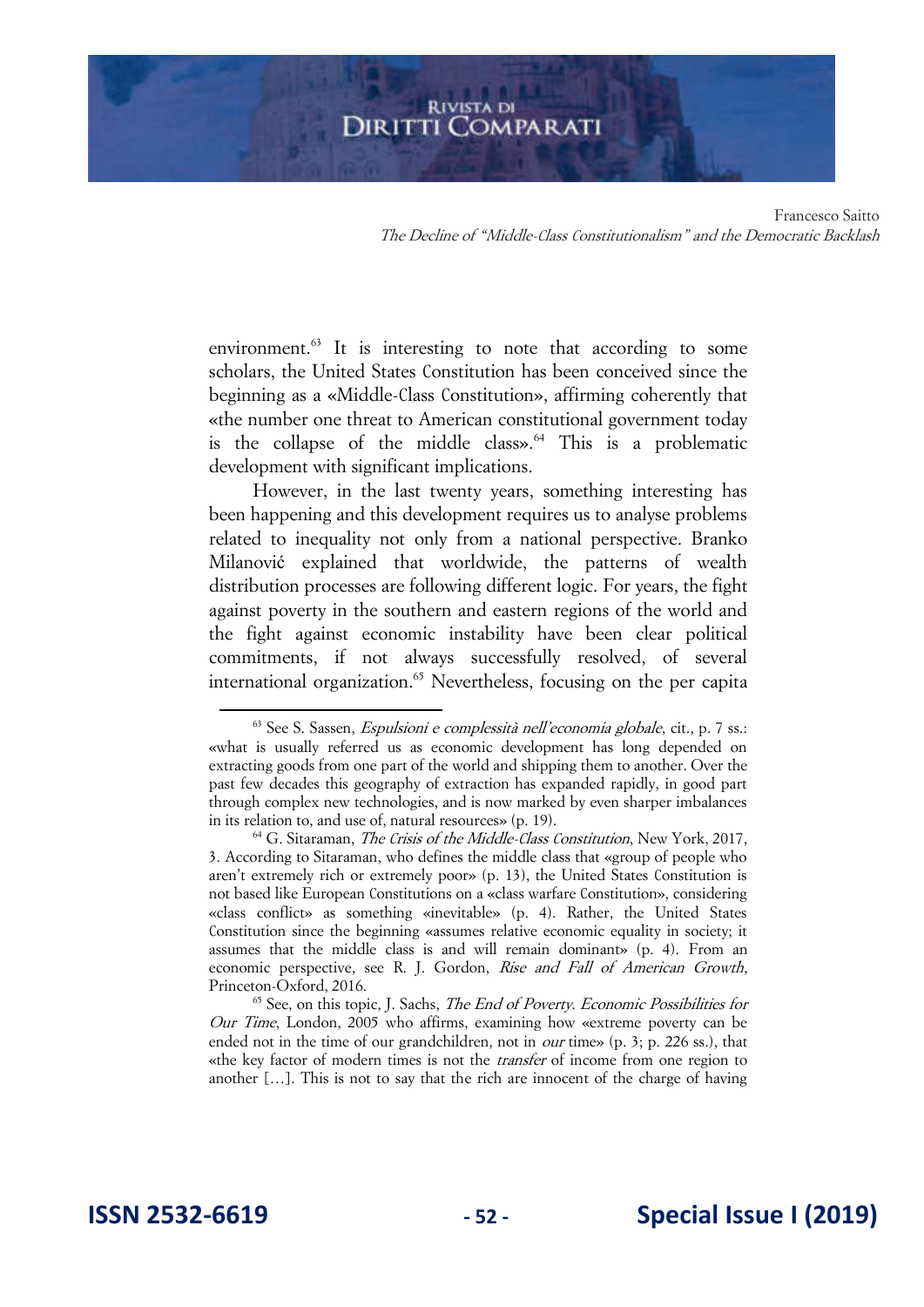environment.[63] It is interesting to note that according to some scholars, the United States Constitution has been conceived since the beginning as a «Middle-Class Constitution», affirming coherently that «the number one threat to American constitutional government today is the collapse of the middle class».[64] This is a problematic development with significant implications.

However, in the last twenty years, something interesting has been happening and this development requires us to analyse problems related to inequality not only from a national perspective. Branko Milanović explained that worldwide, the patterns of wealth distribution processes are following different logic. For years, the fight against poverty in the southern and eastern regions of the world and the fight against economic instability have been clear political commitments, if not always successfully resolved, of several international organization.[65] Nevertheless, focusing on the per capita

---

[63] See S. Sassen, *Espulsioni e complessità nell'economia globale*, cit., p. 7 ss.: «what is usually referred us as economic development has long depended on extracting goods from one part of the world and shipping them to another. Over the past few decades this geography of extraction has expanded rapidly, in good part through complex new technologies, and is now marked by even sharper imbalances in its relation to, and use of, natural resources» (p. 19).

[64] G. Sitaraman, *The Crisis of the Middle-Class Constitution*, New York, 2017, 3. According to Sitaraman, who defines the middle class that «group of people who aren't extremely rich or extremely poor» (p. 13), the United States Constitution is not based like European Constitutions on a «class warfare Constitution», considering «class conflict» as something «inevitable» (p. 4). Rather, the United States Constitution since the beginning «assumes relative economic equality in society; it assumes that the middle class is and will remain dominant» (p. 4). From an economic perspective, see R. J. Gordon, *Rise and Fall of American Growth*, Princeton-Oxford, 2016.

[65] See, on this topic, J. Sachs, *The End of Poverty. Economic Possibilities for Our Time*, London, 2005 who affirms, examining how «extreme poverty can be ended not in the time of our grandchildren, not in *our* time» (p. 3; p. 226 ss.), that «the key factor of modern times is not the *transfer* of income from one region to another […]. This is not to say that the rich are innocent of the charge of having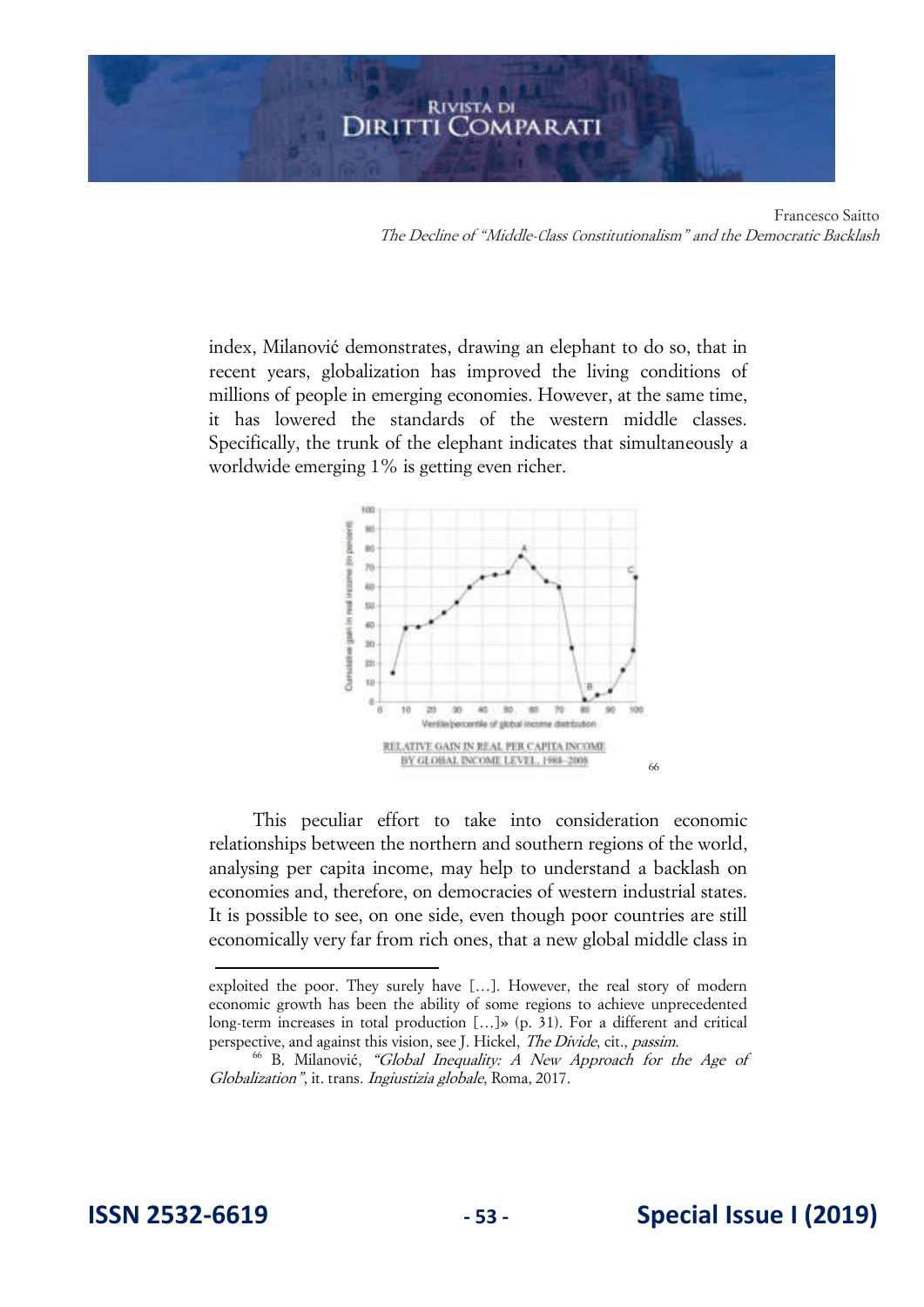index, Milanović demonstrates, drawing an elephant to do so, that in recent years, globalization has improved the living conditions of millions of people in emerging economies. However, at the same time, it has lowered the standards of the western middle classes. Specifically, the trunk of the elephant indicates that simultaneously a worldwide emerging 1% is getting even richer.

RELATIVE GAIN IN REAL PER CAPITA INCOME BY GLOBAL INCOME LEVEL, 1988–2008 [66]

This peculiar effort to take into consideration economic relationships between the northern and southern regions of the world, analysing per capita income, may help to understand a backlash on economies and, therefore, on democracies of western industrial states. It is possible to see, on one side, even though poor countries are still economically very far from rich ones, that a new global middle class in

---

exploited the poor. They surely have […]. However, the real story of modern economic growth has been the ability of some regions to achieve unprecedented long-term increases in total production […]» (p. 31). For a different and critical perspective, and against this vision, see J. Hickel, *The Divide*, cit., *passim*.

[66] B. Milanović, *"Global Inequality: A New Approach for the Age of Globalization"*, it. trans. *Ingiustizia globale*, Roma, 2017.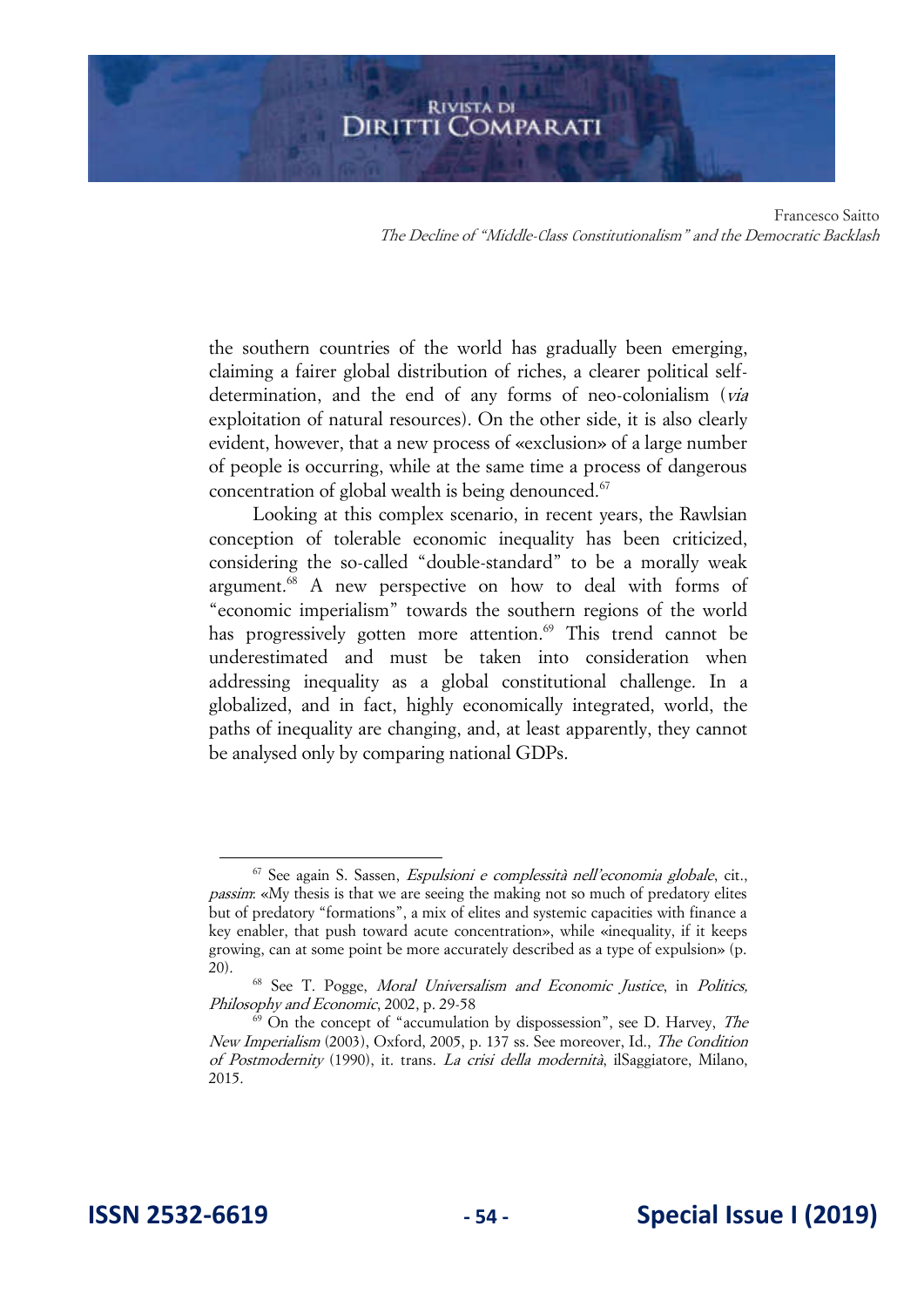the southern countries of the world has gradually been emerging, claiming a fairer global distribution of riches, a clearer political self-determination, and the end of any forms of neo-colonialism (*via* exploitation of natural resources). On the other side, it is also clearly evident, however, that a new process of «exclusion» of a large number of people is occurring, while at the same time a process of dangerous concentration of global wealth is being denounced.[67]

Looking at this complex scenario, in recent years, the Rawlsian conception of tolerable economic inequality has been criticized, considering the so-called "double-standard" to be a morally weak argument.[68] A new perspective on how to deal with forms of "economic imperialism" towards the southern regions of the world has progressively gotten more attention.[69] This trend cannot be underestimated and must be taken into consideration when addressing inequality as a global constitutional challenge. In a globalized, and in fact, highly economically integrated, world, the paths of inequality are changing, and, at least apparently, they cannot be analysed only by comparing national GDPs.

---

[67] See again S. Sassen, *Espulsioni e complessità nell'economia globale*, cit., *passim*: «My thesis is that we are seeing the making not so much of predatory elites but of predatory "formations", a mix of elites and systemic capacities with finance a key enabler, that push toward acute concentration», while «inequality, if it keeps growing, can at some point be more accurately described as a type of expulsion» (p. 20).

[68] See T. Pogge, *Moral Universalism and Economic Justice*, in *Politics, Philosophy and Economic*, 2002, p. 29-58

[69] On the concept of "accumulation by dispossession", see D. Harvey, *The New Imperialism* (2003), Oxford, 2005, p. 137 ss. See moreover, Id., *The Condition of Postmodernity* (1990), it. trans. *La crisi della modernità*, ilSaggiatore, Milano, 2015.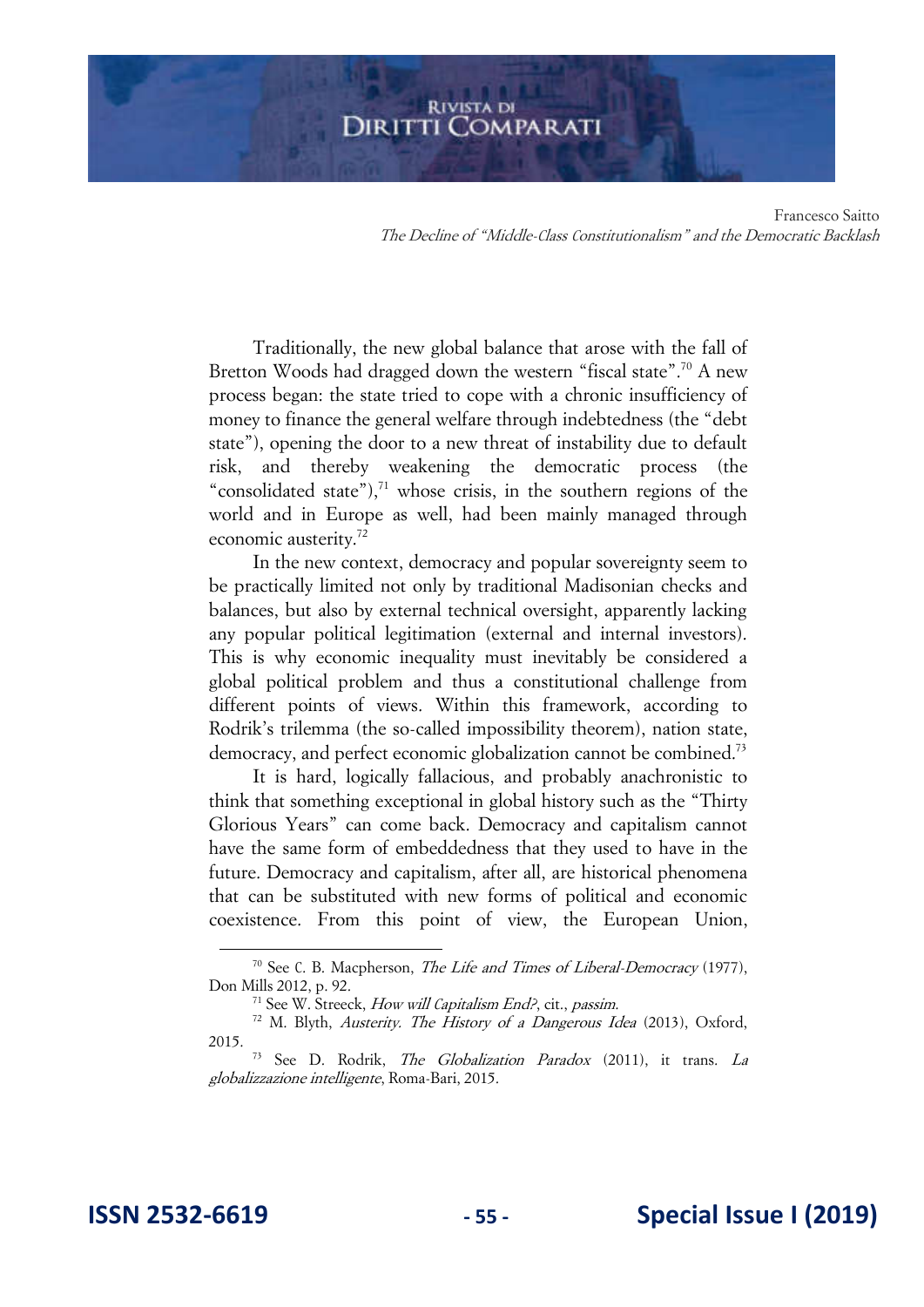Traditionally, the new global balance that arose with the fall of Bretton Woods had dragged down the western "fiscal state".[70] A new process began: the state tried to cope with a chronic insufficiency of money to finance the general welfare through indebtedness (the "debt state"), opening the door to a new threat of instability due to default risk, and thereby weakening the democratic process (the "consolidated state"),[71] whose crisis, in the southern regions of the world and in Europe as well, had been mainly managed through economic austerity.[72]

In the new context, democracy and popular sovereignty seem to be practically limited not only by traditional Madisonian checks and balances, but also by external technical oversight, apparently lacking any popular political legitimation (external and internal investors). This is why economic inequality must inevitably be considered a global political problem and thus a constitutional challenge from different points of views. Within this framework, according to Rodrik's trilemma (the so-called impossibility theorem), nation state, democracy, and perfect economic globalization cannot be combined.[73]

It is hard, logically fallacious, and probably anachronistic to think that something exceptional in global history such as the "Thirty Glorious Years" can come back. Democracy and capitalism cannot have the same form of embeddedness that they used to have in the future. Democracy and capitalism, after all, are historical phenomena that can be substituted with new forms of political and economic coexistence. From this point of view, the European Union,

---

[70] See C. B. Macpherson, *The Life and Times of Liberal-Democracy* (1977), Don Mills 2012, p. 92.

[71] See W. Streeck, *How will Capitalism End?*, cit., *passim*.

[72] M. Blyth, *Austerity. The History of a Dangerous Idea* (2013), Oxford, 2015.

[73] See D. Rodrik, *The Globalization Paradox* (2011), it trans. *La globalizzazione intelligente*, Roma-Bari, 2015.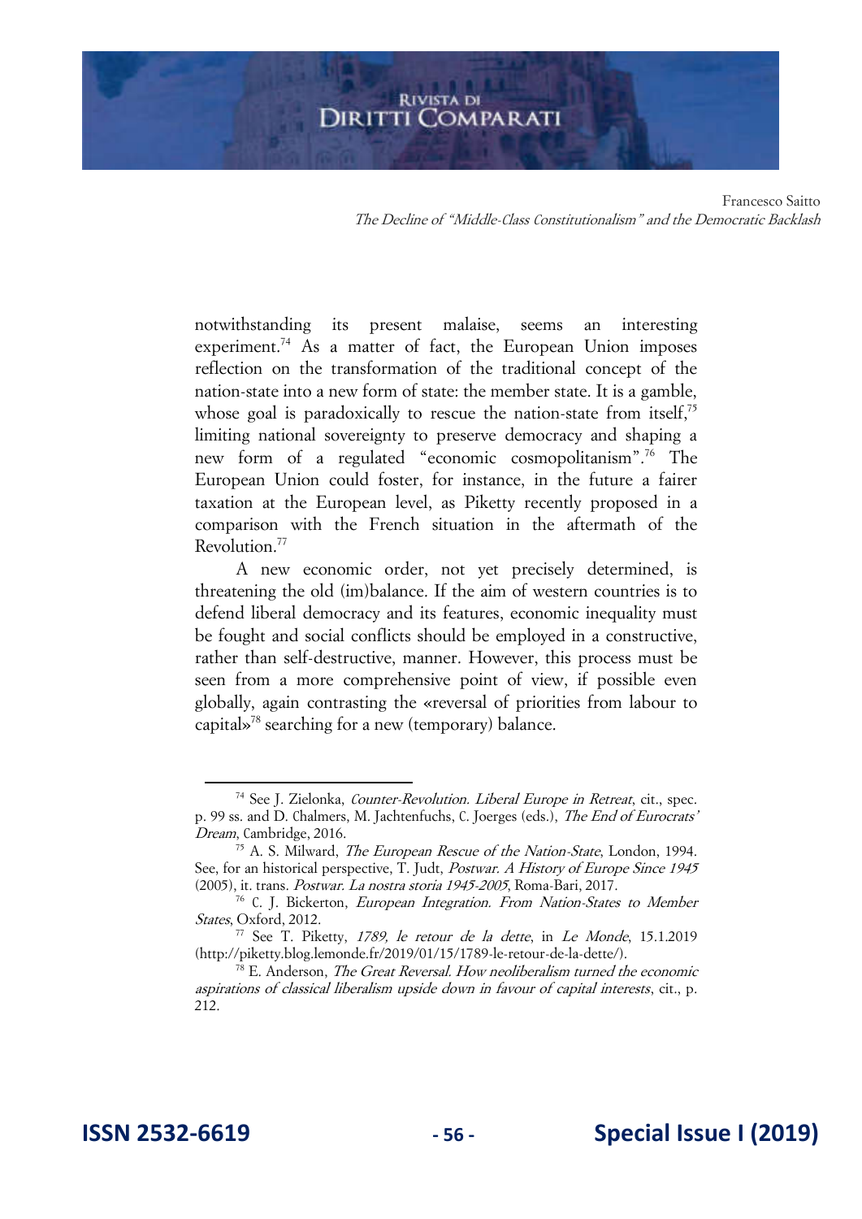notwithstanding its present malaise, seems an interesting experiment.[74] As a matter of fact, the European Union imposes reflection on the transformation of the traditional concept of the nation-state into a new form of state: the member state. It is a gamble, whose goal is paradoxically to rescue the nation-state from itself,[75] limiting national sovereignty to preserve democracy and shaping a new form of a regulated "economic cosmopolitanism".[76] The European Union could foster, for instance, in the future a fairer taxation at the European level, as Piketty recently proposed in a comparison with the French situation in the aftermath of the Revolution.[77]

A new economic order, not yet precisely determined, is threatening the old (im)balance. If the aim of western countries is to defend liberal democracy and its features, economic inequality must be fought and social conflicts should be employed in a constructive, rather than self-destructive, manner. However, this process must be seen from a more comprehensive point of view, if possible even globally, again contrasting the «reversal of priorities from labour to capital»[78] searching for a new (temporary) balance.

---

[74] See J. Zielonka, *Counter-Revolution. Liberal Europe in Retreat*, cit., spec. p. 99 ss. and D. Chalmers, M. Jachtenfuchs, C. Joerges (eds.), *The End of Eurocrats' Dream*, Cambridge, 2016.

[75] A. S. Milward, *The European Rescue of the Nation-State*, London, 1994. See, for an historical perspective, T. Judt, *Postwar. A History of Europe Since 1945* (2005), it. trans. *Postwar. La nostra storia 1945-2005*, Roma-Bari, 2017.

[76] C. J. Bickerton, *European Integration. From Nation-States to Member States*, Oxford, 2012.

[77] See T. Piketty, *1789, le retour de la dette*, in *Le Monde*, 15.1.2019 (http://piketty.blog.lemonde.fr/2019/01/15/1789-le-retour-de-la-dette/).

[78] E. Anderson, *The Great Reversal. How neoliberalism turned the economic aspirations of classical liberalism upside down in favour of capital interests*, cit., p. 212.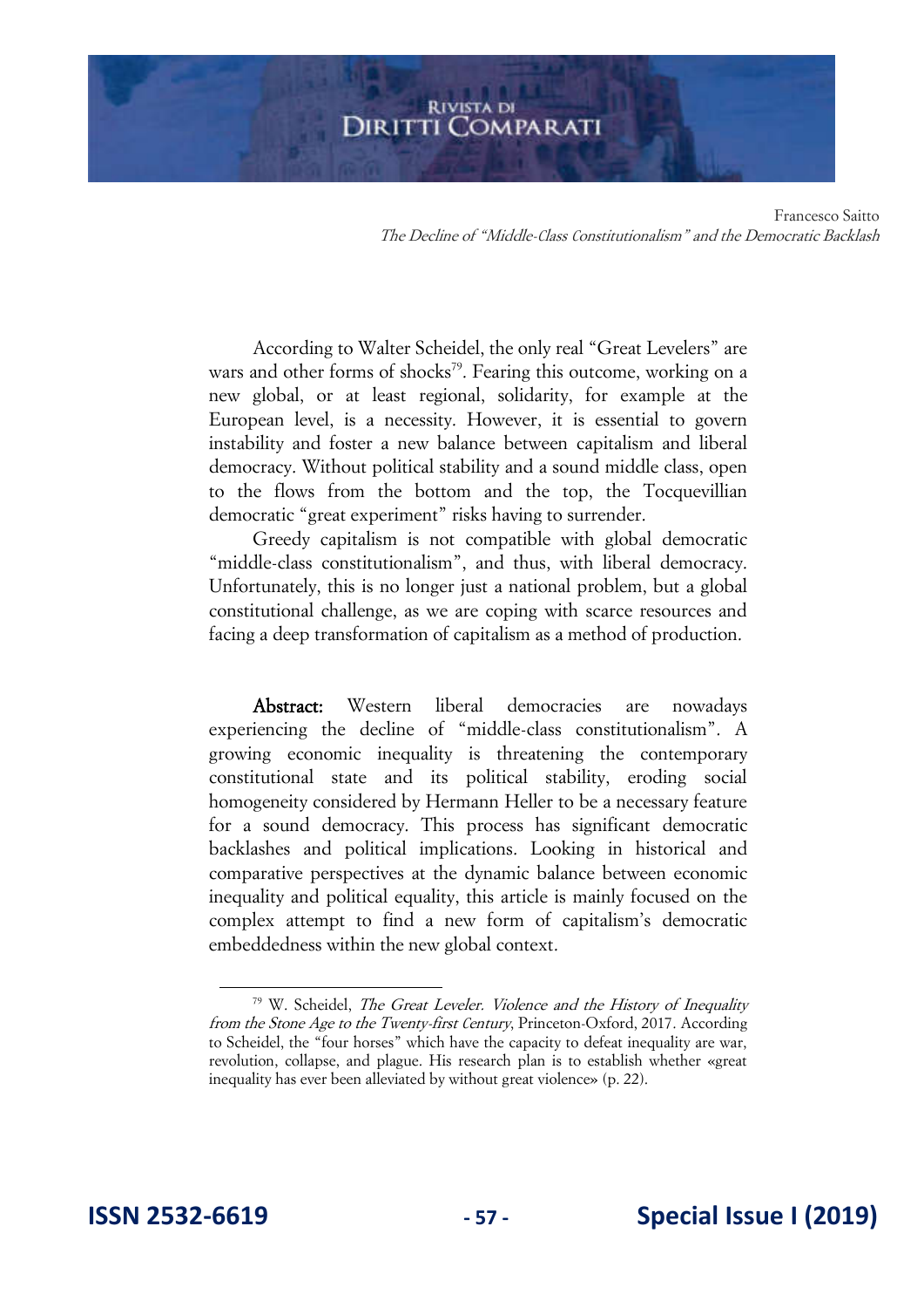According to Walter Scheidel, the only real "Great Levelers" are wars and other forms of shocks[79]. Fearing this outcome, working on a new global, or at least regional, solidarity, for example at the European level, is a necessity. However, it is essential to govern instability and foster a new balance between capitalism and liberal democracy. Without political stability and a sound middle class, open to the flows from the bottom and the top, the Tocquevillian democratic "great experiment" risks having to surrender.

Greedy capitalism is not compatible with global democratic "middle-class constitutionalism", and thus, with liberal democracy. Unfortunately, this is no longer just a national problem, but a global constitutional challenge, as we are coping with scarce resources and facing a deep transformation of capitalism as a method of production.

**Abstract:** Western liberal democracies are nowadays experiencing the decline of "middle-class constitutionalism". A growing economic inequality is threatening the contemporary constitutional state and its political stability, eroding social homogeneity considered by Hermann Heller to be a necessary feature for a sound democracy. This process has significant democratic backlashes and political implications. Looking in historical and comparative perspectives at the dynamic balance between economic inequality and political equality, this article is mainly focused on the complex attempt to find a new form of capitalism's democratic embeddedness within the new global context.

---

[79] W. Scheidel, *The Great Leveler. Violence and the History of Inequality from the Stone Age to the Twenty-first Century*, Princeton-Oxford, 2017. According to Scheidel, the "four horses" which have the capacity to defeat inequality are war, revolution, collapse, and plague. His research plan is to establish whether «great inequality has ever been alleviated by without great violence» (p. 22).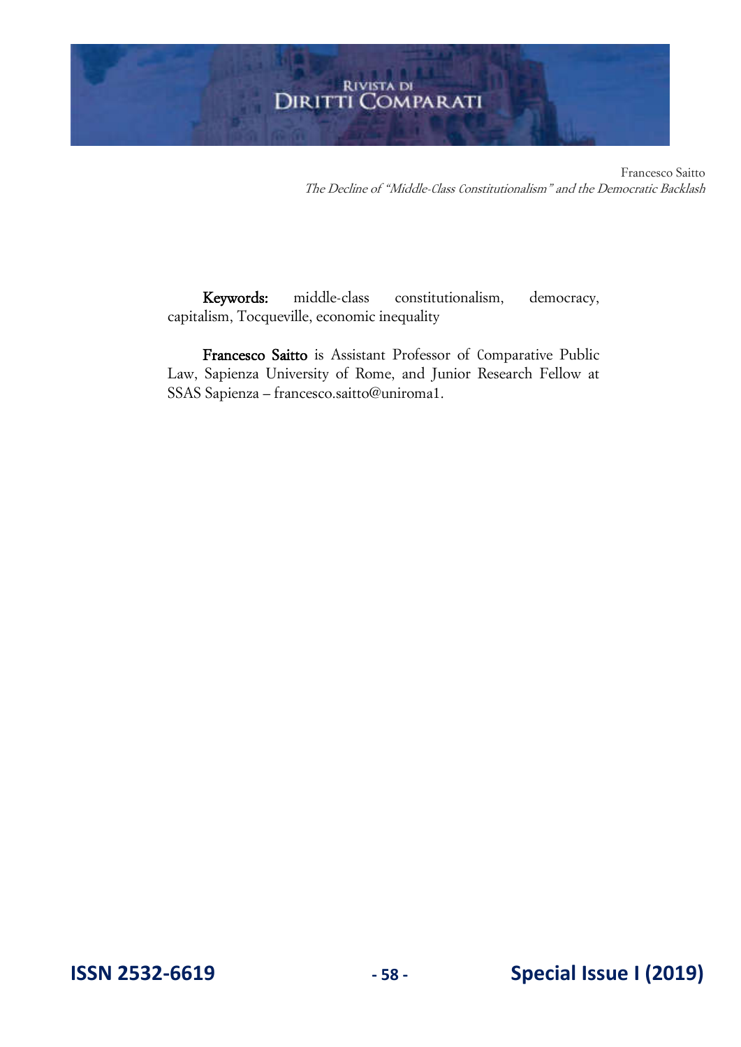**Keywords:** middle-class constitutionalism, democracy, capitalism, Tocqueville, economic inequality

**Francesco Saitto** is Assistant Professor of Comparative Public Law, Sapienza University of Rome, and Junior Research Fellow at SSAS Sapienza – francesco.saitto@uniroma1.